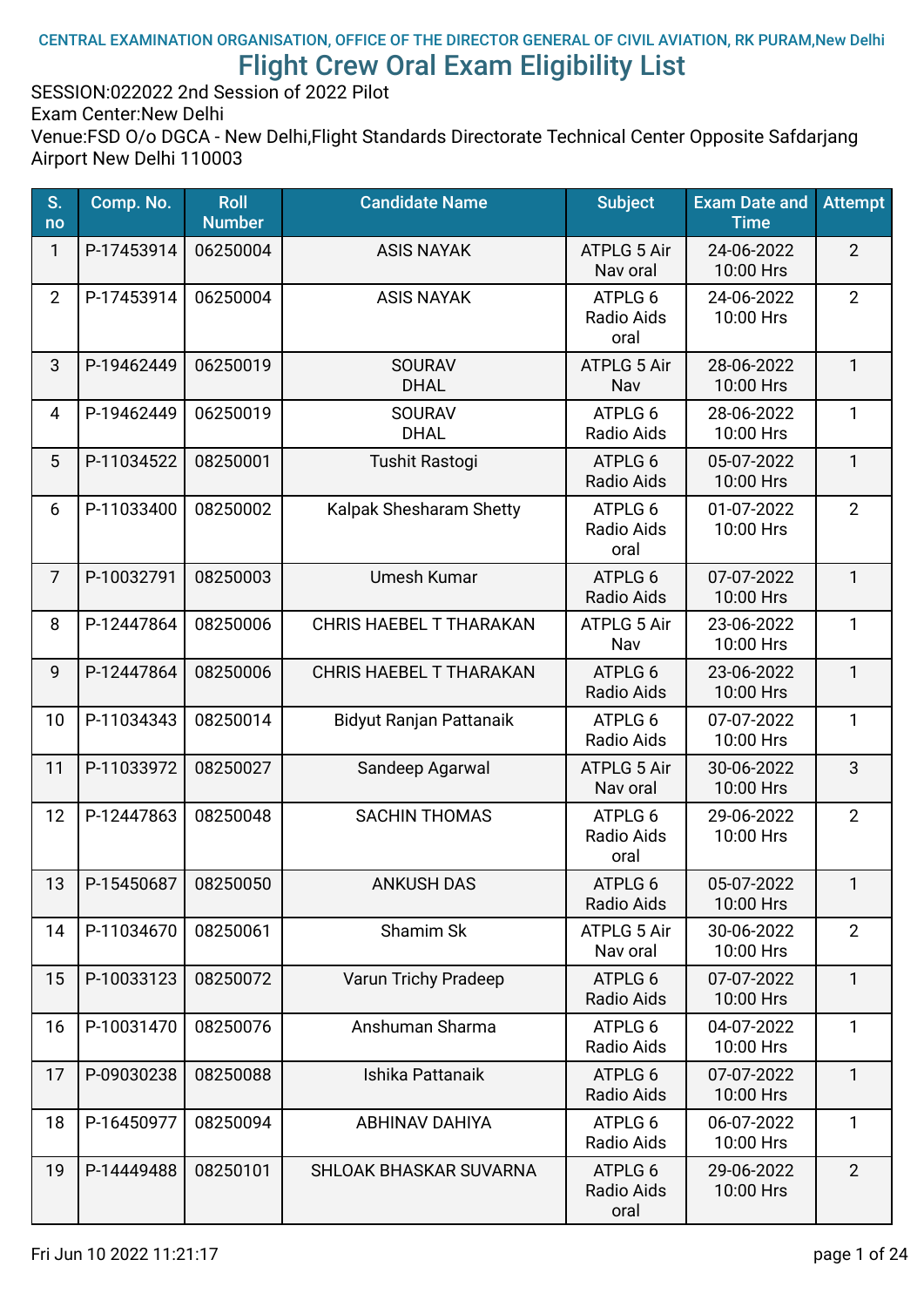CENTRAL EXAMINATION ORGANISATION, OFFICE OF THE DIRECTOR GENERAL OF CIVIL AVIATION, RK PURAM,New Delhi

# Flight Crew Oral Exam Eligibility List

SESSION:022022 2nd Session of 2022 Pilot
Exam Center:New Delhi
Venue:FSD O/o DGCA - New Delhi,Flight Standards Directorate Technical Center Opposite Safdarjang Airport New Delhi 110003

| S. no | Comp. No. | Roll Number | Candidate Name | Subject | Exam Date and Time | Attempt |
|---|---|---|---|---|---|---|
| 1 | P-17453914 | 06250004 | ASIS NAYAK | ATPLG 5 Air Nav oral | 24-06-2022 10:00 Hrs | 2 |
| 2 | P-17453914 | 06250004 | ASIS NAYAK | ATPLG 6 Radio Aids oral | 24-06-2022 10:00 Hrs | 2 |
| 3 | P-19462449 | 06250019 | SOURAV DHAL | ATPLG 5 Air Nav | 28-06-2022 10:00 Hrs | 1 |
| 4 | P-19462449 | 06250019 | SOURAV DHAL | ATPLG 6 Radio Aids | 28-06-2022 10:00 Hrs | 1 |
| 5 | P-11034522 | 08250001 | Tushit Rastogi | ATPLG 6 Radio Aids | 05-07-2022 10:00 Hrs | 1 |
| 6 | P-11033400 | 08250002 | Kalpak Shesharam Shetty | ATPLG 6 Radio Aids oral | 01-07-2022 10:00 Hrs | 2 |
| 7 | P-10032791 | 08250003 | Umesh Kumar | ATPLG 6 Radio Aids | 07-07-2022 10:00 Hrs | 1 |
| 8 | P-12447864 | 08250006 | CHRIS HAEBEL T THARAKAN | ATPLG 5 Air Nav | 23-06-2022 10:00 Hrs | 1 |
| 9 | P-12447864 | 08250006 | CHRIS HAEBEL T THARAKAN | ATPLG 6 Radio Aids | 23-06-2022 10:00 Hrs | 1 |
| 10 | P-11034343 | 08250014 | Bidyut Ranjan Pattanaik | ATPLG 6 Radio Aids | 07-07-2022 10:00 Hrs | 1 |
| 11 | P-11033972 | 08250027 | Sandeep Agarwal | ATPLG 5 Air Nav oral | 30-06-2022 10:00 Hrs | 3 |
| 12 | P-12447863 | 08250048 | SACHIN THOMAS | ATPLG 6 Radio Aids oral | 29-06-2022 10:00 Hrs | 2 |
| 13 | P-15450687 | 08250050 | ANKUSH DAS | ATPLG 6 Radio Aids | 05-07-2022 10:00 Hrs | 1 |
| 14 | P-11034670 | 08250061 | Shamim Sk | ATPLG 5 Air Nav oral | 30-06-2022 10:00 Hrs | 2 |
| 15 | P-10033123 | 08250072 | Varun Trichy Pradeep | ATPLG 6 Radio Aids | 07-07-2022 10:00 Hrs | 1 |
| 16 | P-10031470 | 08250076 | Anshuman Sharma | ATPLG 6 Radio Aids | 04-07-2022 10:00 Hrs | 1 |
| 17 | P-09030238 | 08250088 | Ishika Pattanaik | ATPLG 6 Radio Aids | 07-07-2022 10:00 Hrs | 1 |
| 18 | P-16450977 | 08250094 | ABHINAV DAHIYA | ATPLG 6 Radio Aids | 06-07-2022 10:00 Hrs | 1 |
| 19 | P-14449488 | 08250101 | SHLOAK BHASKAR SUVARNA | ATPLG 6 Radio Aids oral | 29-06-2022 10:00 Hrs | 2 |

Fri Jun 10 2022 11:21:17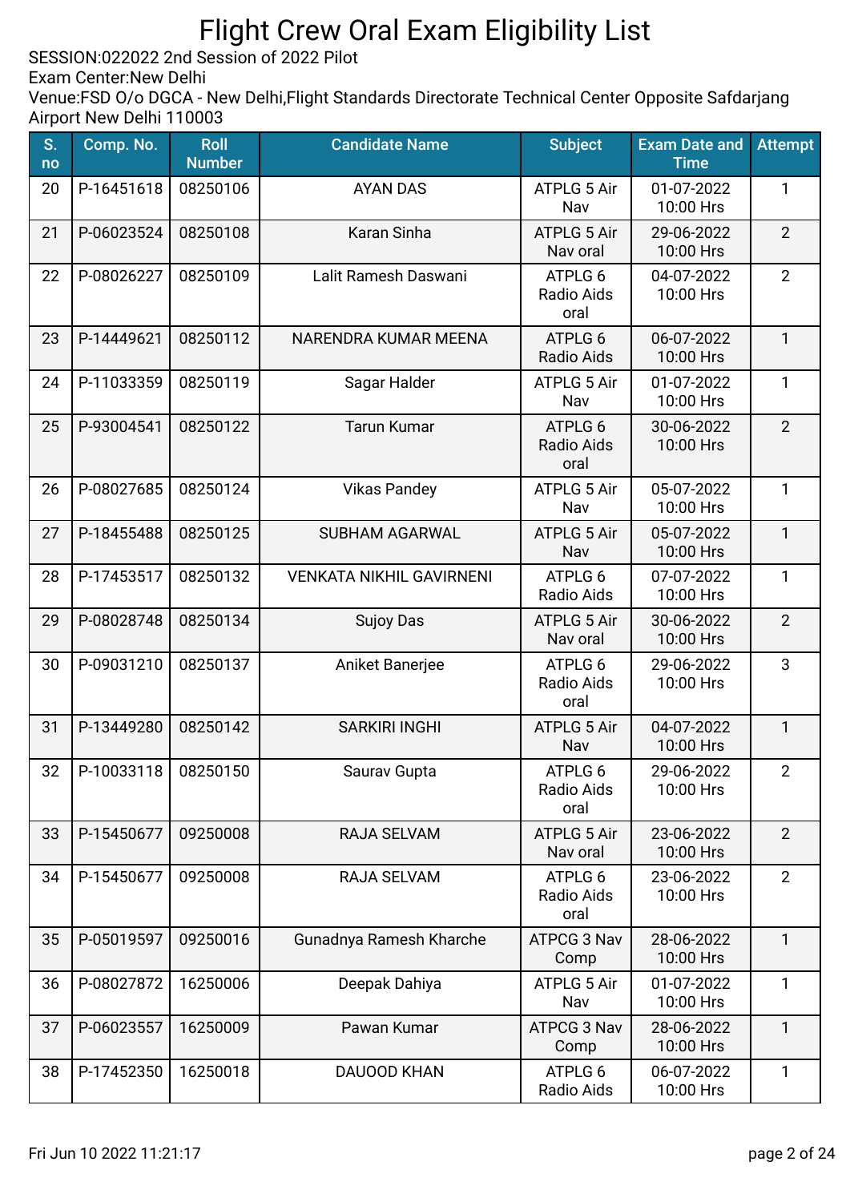# Flight Crew Oral Exam Eligibility List

SESSION:022022 2nd Session of 2022 Pilot
Exam Center:New Delhi
Venue:FSD O/o DGCA - New Delhi,Flight Standards Directorate Technical Center Opposite Safdarjang Airport New Delhi 110003

| S. no | Comp. No. | Roll Number | Candidate Name | Subject | Exam Date and Time | Attempt |
|---|---|---|---|---|---|---|
| 20 | P-16451618 | 08250106 | AYAN DAS | ATPLG 5 Air Nav | 01-07-2022 10:00 Hrs | 1 |
| 21 | P-06023524 | 08250108 | Karan Sinha | ATPLG 5 Air Nav oral | 29-06-2022 10:00 Hrs | 2 |
| 22 | P-08026227 | 08250109 | Lalit Ramesh Daswani | ATPLG 6 Radio Aids oral | 04-07-2022 10:00 Hrs | 2 |
| 23 | P-14449621 | 08250112 | NARENDRA KUMAR MEENA | ATPLG 6 Radio Aids | 06-07-2022 10:00 Hrs | 1 |
| 24 | P-11033359 | 08250119 | Sagar Halder | ATPLG 5 Air Nav | 01-07-2022 10:00 Hrs | 1 |
| 25 | P-93004541 | 08250122 | Tarun Kumar | ATPLG 6 Radio Aids oral | 30-06-2022 10:00 Hrs | 2 |
| 26 | P-08027685 | 08250124 | Vikas Pandey | ATPLG 5 Air Nav | 05-07-2022 10:00 Hrs | 1 |
| 27 | P-18455488 | 08250125 | SUBHAM AGARWAL | ATPLG 5 Air Nav | 05-07-2022 10:00 Hrs | 1 |
| 28 | P-17453517 | 08250132 | VENKATA NIKHIL GAVIRNENI | ATPLG 6 Radio Aids | 07-07-2022 10:00 Hrs | 1 |
| 29 | P-08028748 | 08250134 | Sujoy Das | ATPLG 5 Air Nav oral | 30-06-2022 10:00 Hrs | 2 |
| 30 | P-09031210 | 08250137 | Aniket Banerjee | ATPLG 6 Radio Aids oral | 29-06-2022 10:00 Hrs | 3 |
| 31 | P-13449280 | 08250142 | SARKIRI INGHI | ATPLG 5 Air Nav | 04-07-2022 10:00 Hrs | 1 |
| 32 | P-10033118 | 08250150 | Saurav Gupta | ATPLG 6 Radio Aids oral | 29-06-2022 10:00 Hrs | 2 |
| 33 | P-15450677 | 09250008 | RAJA SELVAM | ATPLG 5 Air Nav oral | 23-06-2022 10:00 Hrs | 2 |
| 34 | P-15450677 | 09250008 | RAJA SELVAM | ATPLG 6 Radio Aids oral | 23-06-2022 10:00 Hrs | 2 |
| 35 | P-05019597 | 09250016 | Gunadnya Ramesh Kharche | ATPCG 3 Nav Comp | 28-06-2022 10:00 Hrs | 1 |
| 36 | P-08027872 | 16250006 | Deepak Dahiya | ATPLG 5 Air Nav | 01-07-2022 10:00 Hrs | 1 |
| 37 | P-06023557 | 16250009 | Pawan Kumar | ATPCG 3 Nav Comp | 28-06-2022 10:00 Hrs | 1 |
| 38 | P-17452350 | 16250018 | DAUOOD KHAN | ATPLG 6 Radio Aids | 06-07-2022 10:00 Hrs | 1 |

Fri Jun 10 2022 11:21:17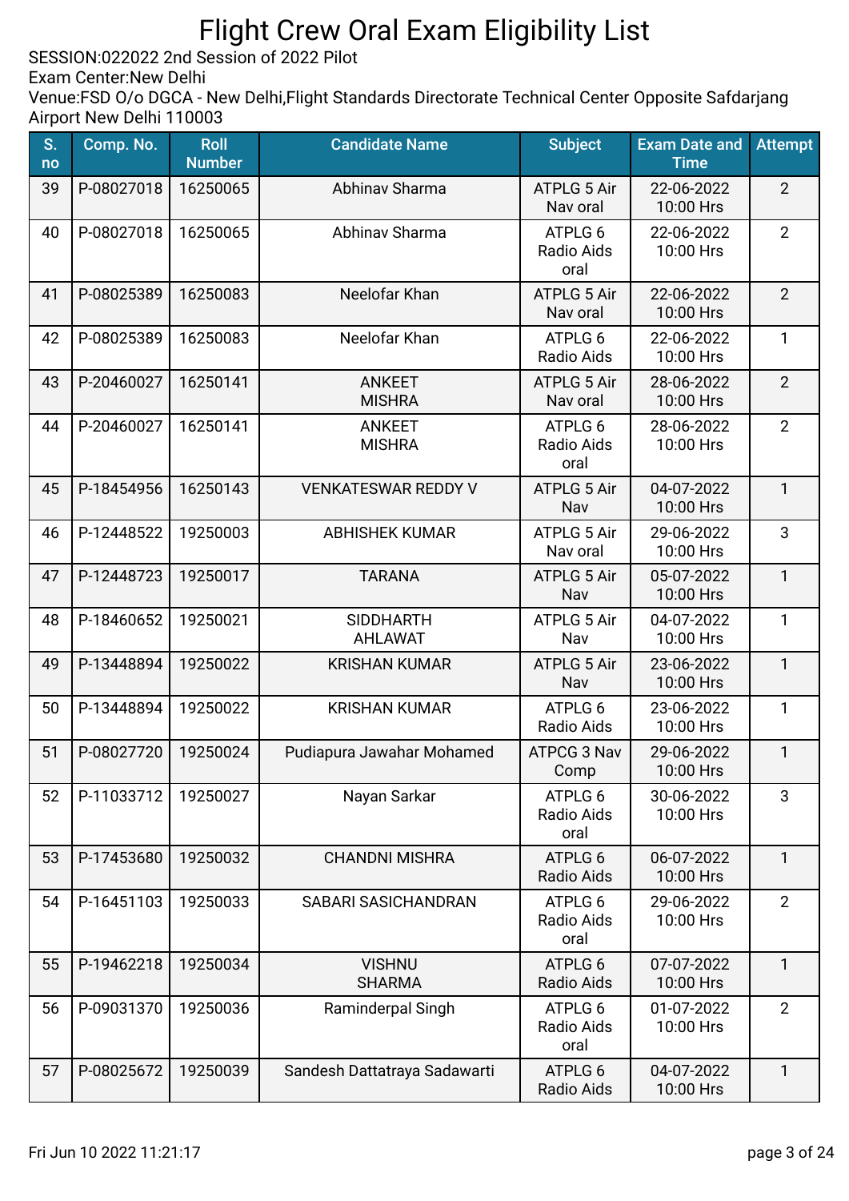# Flight Crew Oral Exam Eligibility List

SESSION:022022 2nd Session of 2022 Pilot
Exam Center:New Delhi
Venue:FSD O/o DGCA - New Delhi,Flight Standards Directorate Technical Center Opposite Safdarjang Airport New Delhi 110003

| S. no | Comp. No. | Roll Number | Candidate Name | Subject | Exam Date and Time | Attempt |
|---|---|---|---|---|---|---|
| 39 | P-08027018 | 16250065 | Abhinav Sharma | ATPLG 5 Air Nav oral | 22-06-2022 10:00 Hrs | 2 |
| 40 | P-08027018 | 16250065 | Abhinav Sharma | ATPLG 6 Radio Aids oral | 22-06-2022 10:00 Hrs | 2 |
| 41 | P-08025389 | 16250083 | Neelofar Khan | ATPLG 5 Air Nav oral | 22-06-2022 10:00 Hrs | 2 |
| 42 | P-08025389 | 16250083 | Neelofar Khan | ATPLG 6 Radio Aids | 22-06-2022 10:00 Hrs | 1 |
| 43 | P-20460027 | 16250141 | ANKEET MISHRA | ATPLG 5 Air Nav oral | 28-06-2022 10:00 Hrs | 2 |
| 44 | P-20460027 | 16250141 | ANKEET MISHRA | ATPLG 6 Radio Aids oral | 28-06-2022 10:00 Hrs | 2 |
| 45 | P-18454956 | 16250143 | VENKATESWAR REDDY V | ATPLG 5 Air Nav | 04-07-2022 10:00 Hrs | 1 |
| 46 | P-12448522 | 19250003 | ABHISHEK KUMAR | ATPLG 5 Air Nav oral | 29-06-2022 10:00 Hrs | 3 |
| 47 | P-12448723 | 19250017 | TARANA | ATPLG 5 Air Nav | 05-07-2022 10:00 Hrs | 1 |
| 48 | P-18460652 | 19250021 | SIDDHARTH AHLAWAT | ATPLG 5 Air Nav | 04-07-2022 10:00 Hrs | 1 |
| 49 | P-13448894 | 19250022 | KRISHAN KUMAR | ATPLG 5 Air Nav | 23-06-2022 10:00 Hrs | 1 |
| 50 | P-13448894 | 19250022 | KRISHAN KUMAR | ATPLG 6 Radio Aids | 23-06-2022 10:00 Hrs | 1 |
| 51 | P-08027720 | 19250024 | Pudiapura Jawahar Mohamed | ATPCG 3 Nav Comp | 29-06-2022 10:00 Hrs | 1 |
| 52 | P-11033712 | 19250027 | Nayan Sarkar | ATPLG 6 Radio Aids oral | 30-06-2022 10:00 Hrs | 3 |
| 53 | P-17453680 | 19250032 | CHANDNI MISHRA | ATPLG 6 Radio Aids | 06-07-2022 10:00 Hrs | 1 |
| 54 | P-16451103 | 19250033 | SABARI SASICHANDRAN | ATPLG 6 Radio Aids oral | 29-06-2022 10:00 Hrs | 2 |
| 55 | P-19462218 | 19250034 | VISHNU SHARMA | ATPLG 6 Radio Aids | 07-07-2022 10:00 Hrs | 1 |
| 56 | P-09031370 | 19250036 | Raminderpal Singh | ATPLG 6 Radio Aids oral | 01-07-2022 10:00 Hrs | 2 |
| 57 | P-08025672 | 19250039 | Sandesh Dattatraya Sadawarti | ATPLG 6 Radio Aids | 04-07-2022 10:00 Hrs | 1 |

Fri Jun 10 2022 11:21:17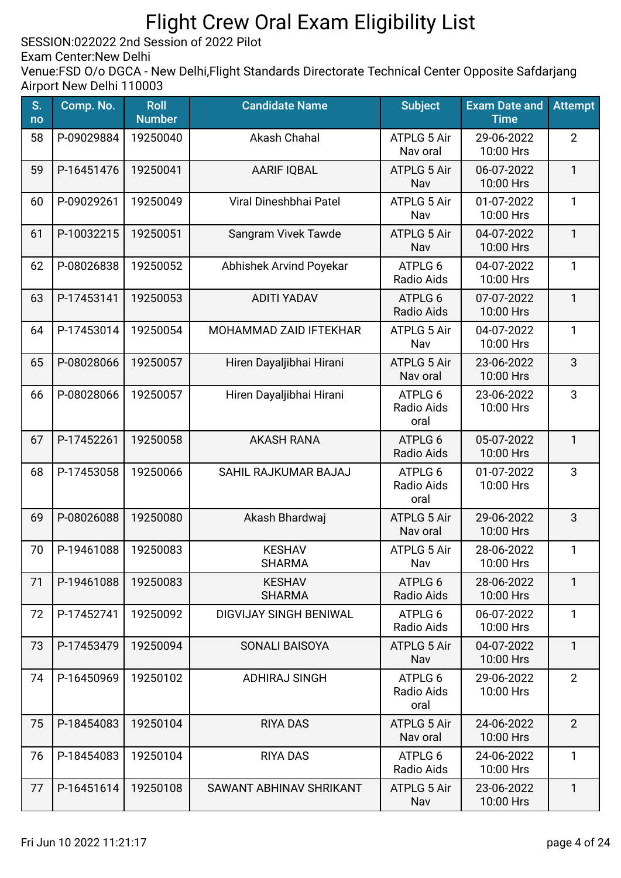# Flight Crew Oral Exam Eligibility List

SESSION:022022 2nd Session of 2022 Pilot
Exam Center:New Delhi
Venue:FSD O/o DGCA - New Delhi,Flight Standards Directorate Technical Center Opposite Safdarjang Airport New Delhi 110003

| S. no | Comp. No. | Roll Number | Candidate Name | Subject | Exam Date and Time | Attempt |
|---|---|---|---|---|---|---|
| 58 | P-09029884 | 19250040 | Akash Chahal | ATPLG 5 Air Nav oral | 29-06-2022 10:00 Hrs | 2 |
| 59 | P-16451476 | 19250041 | AARIF IQBAL | ATPLG 5 Air Nav | 06-07-2022 10:00 Hrs | 1 |
| 60 | P-09029261 | 19250049 | Viral Dineshbhai Patel | ATPLG 5 Air Nav | 01-07-2022 10:00 Hrs | 1 |
| 61 | P-10032215 | 19250051 | Sangram Vivek Tawde | ATPLG 5 Air Nav | 04-07-2022 10:00 Hrs | 1 |
| 62 | P-08026838 | 19250052 | Abhishek Arvind Poyekar | ATPLG 6 Radio Aids | 04-07-2022 10:00 Hrs | 1 |
| 63 | P-17453141 | 19250053 | ADITI YADAV | ATPLG 6 Radio Aids | 07-07-2022 10:00 Hrs | 1 |
| 64 | P-17453014 | 19250054 | MOHAMMAD ZAID IFTEKHAR | ATPLG 5 Air Nav | 04-07-2022 10:00 Hrs | 1 |
| 65 | P-08028066 | 19250057 | Hiren Dayaljibhai Hirani | ATPLG 5 Air Nav oral | 23-06-2022 10:00 Hrs | 3 |
| 66 | P-08028066 | 19250057 | Hiren Dayaljibhai Hirani | ATPLG 6 Radio Aids oral | 23-06-2022 10:00 Hrs | 3 |
| 67 | P-17452261 | 19250058 | AKASH RANA | ATPLG 6 Radio Aids | 05-07-2022 10:00 Hrs | 1 |
| 68 | P-17453058 | 19250066 | SAHIL RAJKUMAR BAJAJ | ATPLG 6 Radio Aids oral | 01-07-2022 10:00 Hrs | 3 |
| 69 | P-08026088 | 19250080 | Akash Bhardwaj | ATPLG 5 Air Nav oral | 29-06-2022 10:00 Hrs | 3 |
| 70 | P-19461088 | 19250083 | KESHAV SHARMA | ATPLG 5 Air Nav | 28-06-2022 10:00 Hrs | 1 |
| 71 | P-19461088 | 19250083 | KESHAV SHARMA | ATPLG 6 Radio Aids | 28-06-2022 10:00 Hrs | 1 |
| 72 | P-17452741 | 19250092 | DIGVIJAY SINGH BENIWAL | ATPLG 6 Radio Aids | 06-07-2022 10:00 Hrs | 1 |
| 73 | P-17453479 | 19250094 | SONALI BAISOYA | ATPLG 5 Air Nav | 04-07-2022 10:00 Hrs | 1 |
| 74 | P-16450969 | 19250102 | ADHIRAJ SINGH | ATPLG 6 Radio Aids oral | 29-06-2022 10:00 Hrs | 2 |
| 75 | P-18454083 | 19250104 | RIYA DAS | ATPLG 5 Air Nav oral | 24-06-2022 10:00 Hrs | 2 |
| 76 | P-18454083 | 19250104 | RIYA DAS | ATPLG 6 Radio Aids | 24-06-2022 10:00 Hrs | 1 |
| 77 | P-16451614 | 19250108 | SAWANT ABHINAV SHRIKANT | ATPLG 5 Air Nav | 23-06-2022 10:00 Hrs | 1 |

Fri Jun 10 2022 11:21:17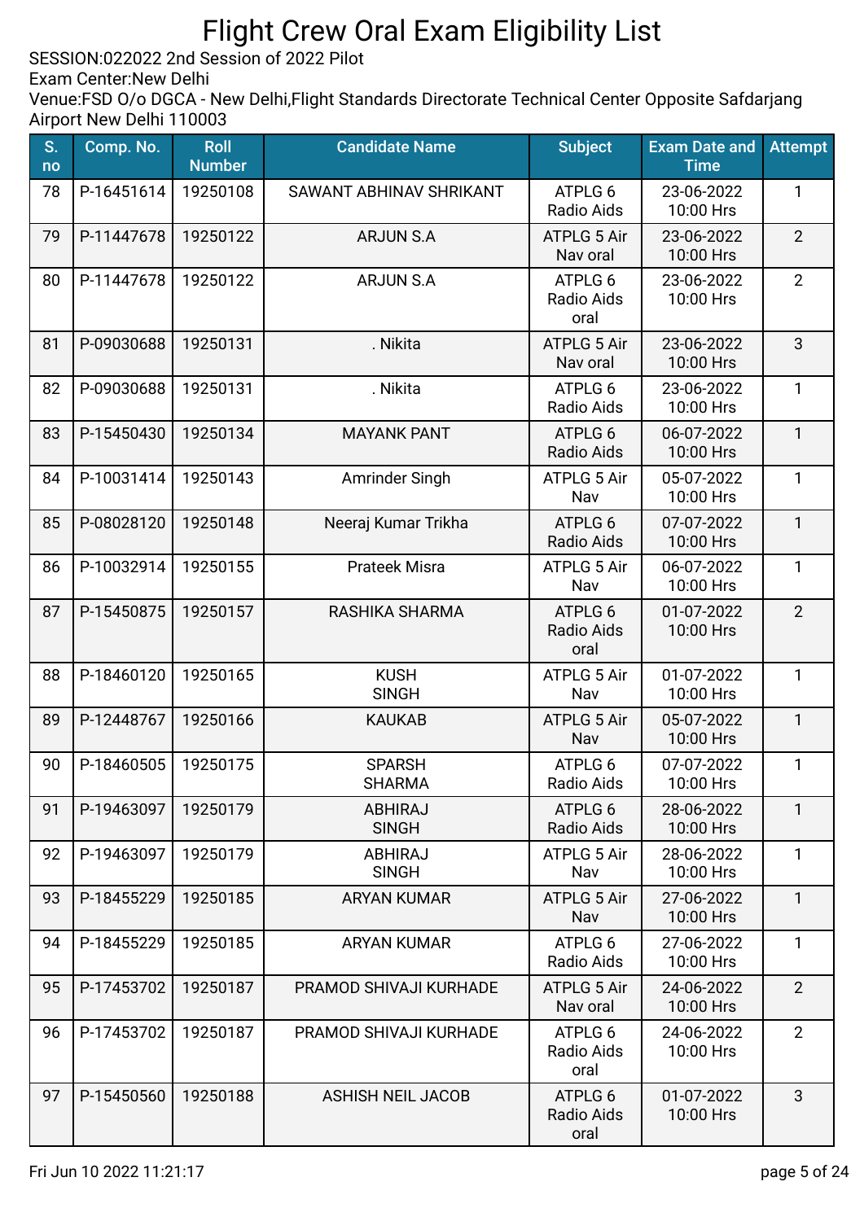# Flight Crew Oral Exam Eligibility List

SESSION:022022 2nd Session of 2022 Pilot
Exam Center:New Delhi
Venue:FSD O/o DGCA - New Delhi,Flight Standards Directorate Technical Center Opposite Safdarjang Airport New Delhi 110003

| S. no | Comp. No. | Roll Number | Candidate Name | Subject | Exam Date and Time | Attempt |
|---|---|---|---|---|---|---|
| 78 | P-16451614 | 19250108 | SAWANT ABHINAV SHRIKANT | ATPLG 6 Radio Aids | 23-06-2022 10:00 Hrs | 1 |
| 79 | P-11447678 | 19250122 | ARJUN S.A | ATPLG 5 Air Nav oral | 23-06-2022 10:00 Hrs | 2 |
| 80 | P-11447678 | 19250122 | ARJUN S.A | ATPLG 6 Radio Aids oral | 23-06-2022 10:00 Hrs | 2 |
| 81 | P-09030688 | 19250131 | . Nikita | ATPLG 5 Air Nav oral | 23-06-2022 10:00 Hrs | 3 |
| 82 | P-09030688 | 19250131 | . Nikita | ATPLG 6 Radio Aids | 23-06-2022 10:00 Hrs | 1 |
| 83 | P-15450430 | 19250134 | MAYANK PANT | ATPLG 6 Radio Aids | 06-07-2022 10:00 Hrs | 1 |
| 84 | P-10031414 | 19250143 | Amrinder Singh | ATPLG 5 Air Nav | 05-07-2022 10:00 Hrs | 1 |
| 85 | P-08028120 | 19250148 | Neeraj Kumar Trikha | ATPLG 6 Radio Aids | 07-07-2022 10:00 Hrs | 1 |
| 86 | P-10032914 | 19250155 | Prateek Misra | ATPLG 5 Air Nav | 06-07-2022 10:00 Hrs | 1 |
| 87 | P-15450875 | 19250157 | RASHIKA SHARMA | ATPLG 6 Radio Aids oral | 01-07-2022 10:00 Hrs | 2 |
| 88 | P-18460120 | 19250165 | KUSH SINGH | ATPLG 5 Air Nav | 01-07-2022 10:00 Hrs | 1 |
| 89 | P-12448767 | 19250166 | KAUKAB | ATPLG 5 Air Nav | 05-07-2022 10:00 Hrs | 1 |
| 90 | P-18460505 | 19250175 | SPARSH SHARMA | ATPLG 6 Radio Aids | 07-07-2022 10:00 Hrs | 1 |
| 91 | P-19463097 | 19250179 | ABHIRAJ SINGH | ATPLG 6 Radio Aids | 28-06-2022 10:00 Hrs | 1 |
| 92 | P-19463097 | 19250179 | ABHIRAJ SINGH | ATPLG 5 Air Nav | 28-06-2022 10:00 Hrs | 1 |
| 93 | P-18455229 | 19250185 | ARYAN KUMAR | ATPLG 5 Air Nav | 27-06-2022 10:00 Hrs | 1 |
| 94 | P-18455229 | 19250185 | ARYAN KUMAR | ATPLG 6 Radio Aids | 27-06-2022 10:00 Hrs | 1 |
| 95 | P-17453702 | 19250187 | PRAMOD SHIVAJI KURHADE | ATPLG 5 Air Nav oral | 24-06-2022 10:00 Hrs | 2 |
| 96 | P-17453702 | 19250187 | PRAMOD SHIVAJI KURHADE | ATPLG 6 Radio Aids oral | 24-06-2022 10:00 Hrs | 2 |
| 97 | P-15450560 | 19250188 | ASHISH NEIL JACOB | ATPLG 6 Radio Aids oral | 01-07-2022 10:00 Hrs | 3 |

Fri Jun 10 2022 11:21:17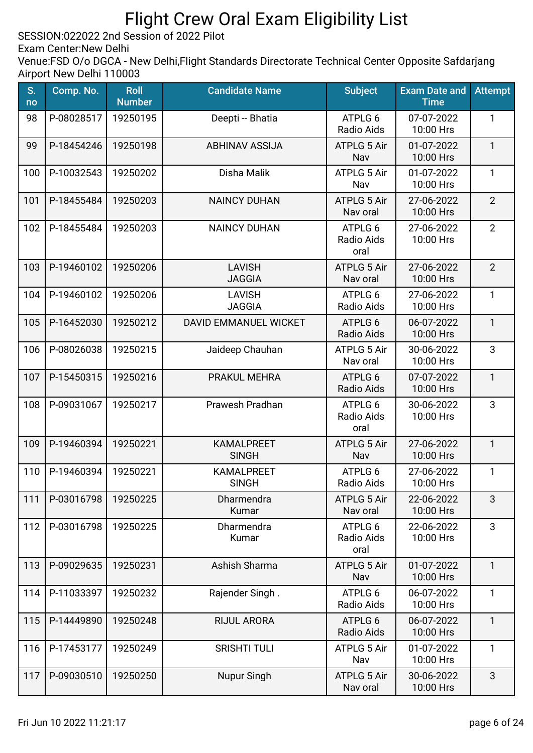# Flight Crew Oral Exam Eligibility List

SESSION:022022 2nd Session of 2022 Pilot
Exam Center:New Delhi
Venue:FSD O/o DGCA - New Delhi,Flight Standards Directorate Technical Center Opposite Safdarjang Airport New Delhi 110003

| S. no | Comp. No. | Roll Number | Candidate Name | Subject | Exam Date and Time | Attempt |
|---|---|---|---|---|---|---|
| 98 | P-08028517 | 19250195 | Deepti -- Bhatia | ATPLG 6 Radio Aids | 07-07-2022 10:00 Hrs | 1 |
| 99 | P-18454246 | 19250198 | ABHINAV ASSIJA | ATPLG 5 Air Nav | 01-07-2022 10:00 Hrs | 1 |
| 100 | P-10032543 | 19250202 | Disha Malik | ATPLG 5 Air Nav | 01-07-2022 10:00 Hrs | 1 |
| 101 | P-18455484 | 19250203 | NAINCY DUHAN | ATPLG 5 Air Nav oral | 27-06-2022 10:00 Hrs | 2 |
| 102 | P-18455484 | 19250203 | NAINCY DUHAN | ATPLG 6 Radio Aids oral | 27-06-2022 10:00 Hrs | 2 |
| 103 | P-19460102 | 19250206 | LAVISH JAGGIA | ATPLG 5 Air Nav oral | 27-06-2022 10:00 Hrs | 2 |
| 104 | P-19460102 | 19250206 | LAVISH JAGGIA | ATPLG 6 Radio Aids | 27-06-2022 10:00 Hrs | 1 |
| 105 | P-16452030 | 19250212 | DAVID EMMANUEL WICKET | ATPLG 6 Radio Aids | 06-07-2022 10:00 Hrs | 1 |
| 106 | P-08026038 | 19250215 | Jaideep Chauhan | ATPLG 5 Air Nav oral | 30-06-2022 10:00 Hrs | 3 |
| 107 | P-15450315 | 19250216 | PRAKUL MEHRA | ATPLG 6 Radio Aids | 07-07-2022 10:00 Hrs | 1 |
| 108 | P-09031067 | 19250217 | Prawesh Pradhan | ATPLG 6 Radio Aids oral | 30-06-2022 10:00 Hrs | 3 |
| 109 | P-19460394 | 19250221 | KAMALPREET SINGH | ATPLG 5 Air Nav | 27-06-2022 10:00 Hrs | 1 |
| 110 | P-19460394 | 19250221 | KAMALPREET SINGH | ATPLG 6 Radio Aids | 27-06-2022 10:00 Hrs | 1 |
| 111 | P-03016798 | 19250225 | Dharmendra Kumar | ATPLG 5 Air Nav oral | 22-06-2022 10:00 Hrs | 3 |
| 112 | P-03016798 | 19250225 | Dharmendra Kumar | ATPLG 6 Radio Aids oral | 22-06-2022 10:00 Hrs | 3 |
| 113 | P-09029635 | 19250231 | Ashish Sharma | ATPLG 5 Air Nav | 01-07-2022 10:00 Hrs | 1 |
| 114 | P-11033397 | 19250232 | Rajender Singh . | ATPLG 6 Radio Aids | 06-07-2022 10:00 Hrs | 1 |
| 115 | P-14449890 | 19250248 | RIJUL ARORA | ATPLG 6 Radio Aids | 06-07-2022 10:00 Hrs | 1 |
| 116 | P-17453177 | 19250249 | SRISHTI TULI | ATPLG 5 Air Nav | 01-07-2022 10:00 Hrs | 1 |
| 117 | P-09030510 | 19250250 | Nupur Singh | ATPLG 5 Air Nav oral | 30-06-2022 10:00 Hrs | 3 |

Fri Jun 10 2022 11:21:17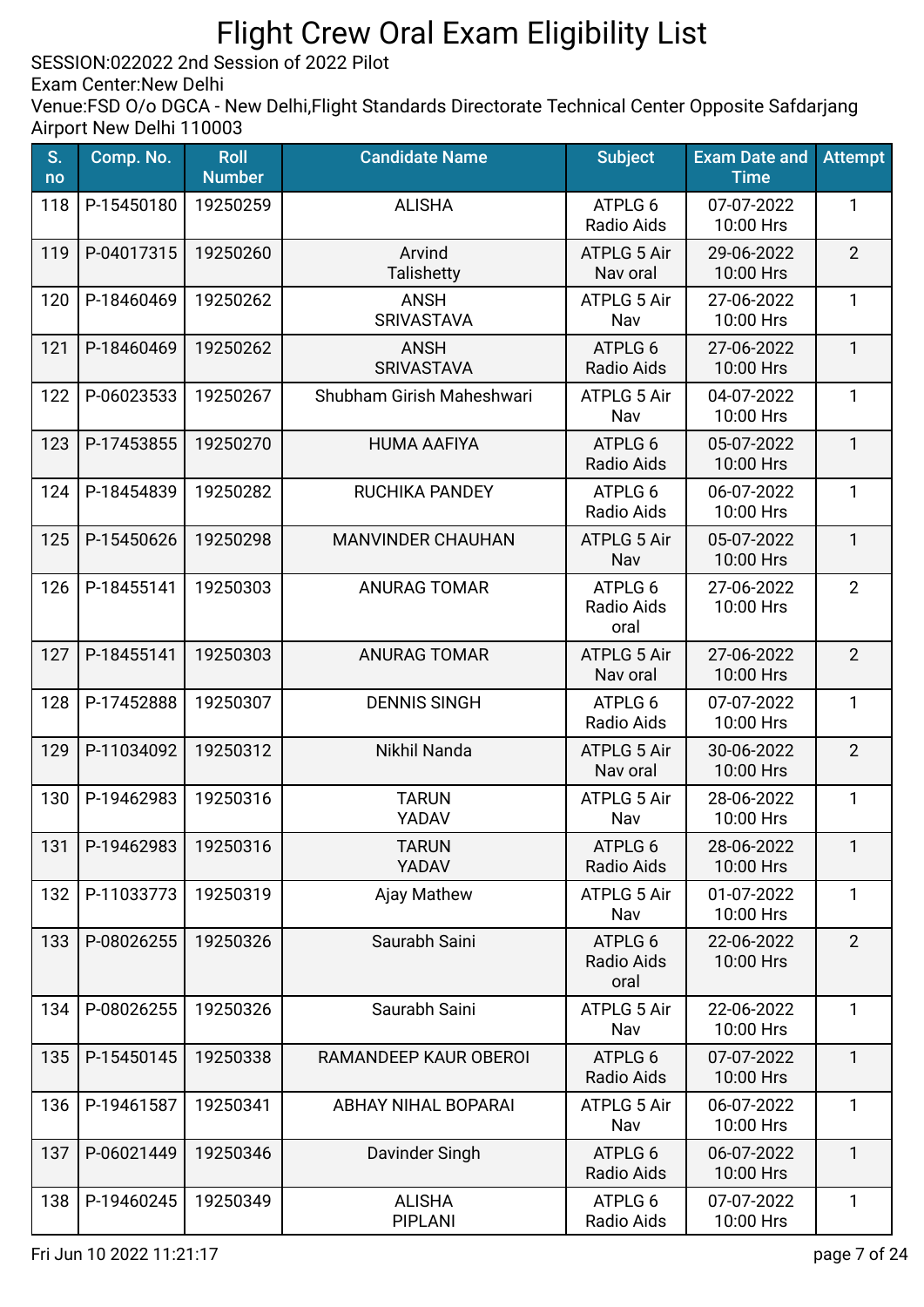# Flight Crew Oral Exam Eligibility List

SESSION:022022 2nd Session of 2022 Pilot
Exam Center:New Delhi
Venue:FSD O/o DGCA - New Delhi,Flight Standards Directorate Technical Center Opposite Safdarjang Airport New Delhi 110003

| S. no | Comp. No. | Roll Number | Candidate Name | Subject | Exam Date and Time | Attempt |
|---|---|---|---|---|---|---|
| 118 | P-15450180 | 19250259 | ALISHA | ATPLG 6 Radio Aids | 07-07-2022 10:00 Hrs | 1 |
| 119 | P-04017315 | 19250260 | Arvind Talishetty | ATPLG 5 Air Nav oral | 29-06-2022 10:00 Hrs | 2 |
| 120 | P-18460469 | 19250262 | ANSH SRIVASTAVA | ATPLG 5 Air Nav | 27-06-2022 10:00 Hrs | 1 |
| 121 | P-18460469 | 19250262 | ANSH SRIVASTAVA | ATPLG 6 Radio Aids | 27-06-2022 10:00 Hrs | 1 |
| 122 | P-06023533 | 19250267 | Shubham Girish Maheshwari | ATPLG 5 Air Nav | 04-07-2022 10:00 Hrs | 1 |
| 123 | P-17453855 | 19250270 | HUMA AAFIYA | ATPLG 6 Radio Aids | 05-07-2022 10:00 Hrs | 1 |
| 124 | P-18454839 | 19250282 | RUCHIKA PANDEY | ATPLG 6 Radio Aids | 06-07-2022 10:00 Hrs | 1 |
| 125 | P-15450626 | 19250298 | MANVINDER CHAUHAN | ATPLG 5 Air Nav | 05-07-2022 10:00 Hrs | 1 |
| 126 | P-18455141 | 19250303 | ANURAG TOMAR | ATPLG 6 Radio Aids oral | 27-06-2022 10:00 Hrs | 2 |
| 127 | P-18455141 | 19250303 | ANURAG TOMAR | ATPLG 5 Air Nav oral | 27-06-2022 10:00 Hrs | 2 |
| 128 | P-17452888 | 19250307 | DENNIS SINGH | ATPLG 6 Radio Aids | 07-07-2022 10:00 Hrs | 1 |
| 129 | P-11034092 | 19250312 | Nikhil Nanda | ATPLG 5 Air Nav oral | 30-06-2022 10:00 Hrs | 2 |
| 130 | P-19462983 | 19250316 | TARUN YADAV | ATPLG 5 Air Nav | 28-06-2022 10:00 Hrs | 1 |
| 131 | P-19462983 | 19250316 | TARUN YADAV | ATPLG 6 Radio Aids | 28-06-2022 10:00 Hrs | 1 |
| 132 | P-11033773 | 19250319 | Ajay Mathew | ATPLG 5 Air Nav | 01-07-2022 10:00 Hrs | 1 |
| 133 | P-08026255 | 19250326 | Saurabh Saini | ATPLG 6 Radio Aids oral | 22-06-2022 10:00 Hrs | 2 |
| 134 | P-08026255 | 19250326 | Saurabh Saini | ATPLG 5 Air Nav | 22-06-2022 10:00 Hrs | 1 |
| 135 | P-15450145 | 19250338 | RAMANDEEP KAUR OBEROI | ATPLG 6 Radio Aids | 07-07-2022 10:00 Hrs | 1 |
| 136 | P-19461587 | 19250341 | ABHAY NIHAL BOPARAI | ATPLG 5 Air Nav | 06-07-2022 10:00 Hrs | 1 |
| 137 | P-06021449 | 19250346 | Davinder Singh | ATPLG 6 Radio Aids | 06-07-2022 10:00 Hrs | 1 |
| 138 | P-19460245 | 19250349 | ALISHA PIPLANI | ATPLG 6 Radio Aids | 07-07-2022 10:00 Hrs | 1 |

Fri Jun 10 2022 11:21:17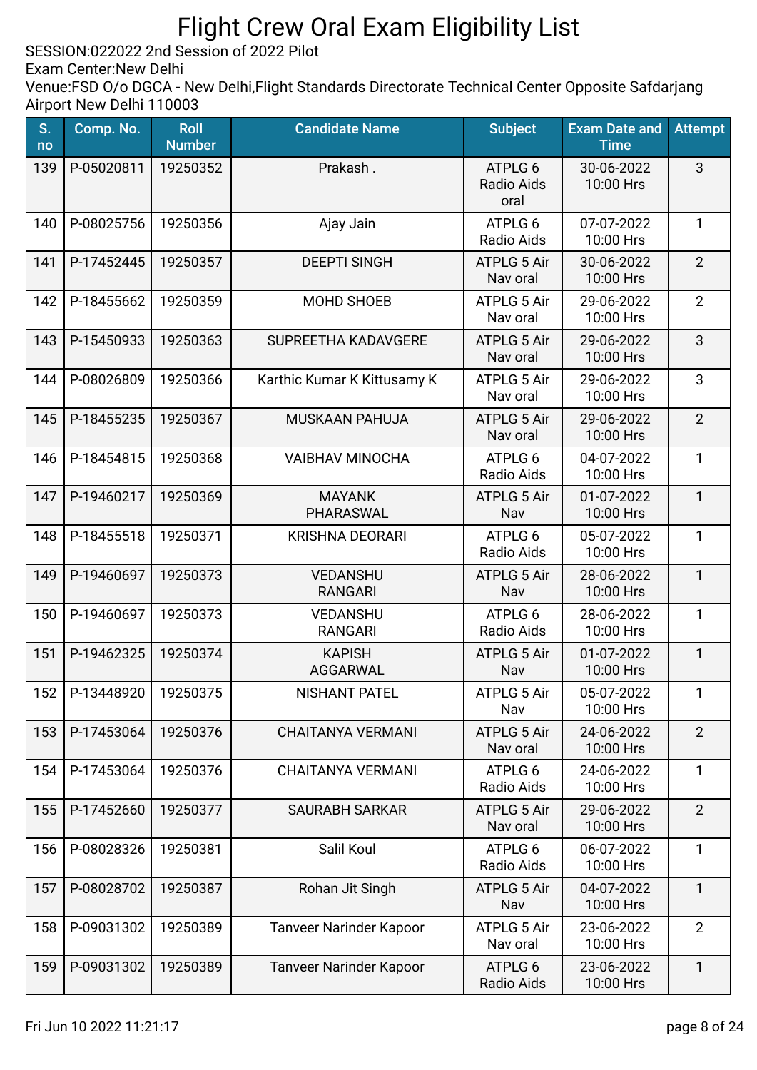# Flight Crew Oral Exam Eligibility List

SESSION:022022 2nd Session of 2022 Pilot
Exam Center:New Delhi
Venue:FSD O/o DGCA - New Delhi,Flight Standards Directorate Technical Center Opposite Safdarjang Airport New Delhi 110003

| S. no | Comp. No. | Roll Number | Candidate Name | Subject | Exam Date and Time | Attempt |
|---|---|---|---|---|---|---|
| 139 | P-05020811 | 19250352 | Prakash . | ATPLG 6 Radio Aids oral | 30-06-2022 10:00 Hrs | 3 |
| 140 | P-08025756 | 19250356 | Ajay Jain | ATPLG 6 Radio Aids | 07-07-2022 10:00 Hrs | 1 |
| 141 | P-17452445 | 19250357 | DEEPTI SINGH | ATPLG 5 Air Nav oral | 30-06-2022 10:00 Hrs | 2 |
| 142 | P-18455662 | 19250359 | MOHD SHOEB | ATPLG 5 Air Nav oral | 29-06-2022 10:00 Hrs | 2 |
| 143 | P-15450933 | 19250363 | SUPREETHA KADAVGERE | ATPLG 5 Air Nav oral | 29-06-2022 10:00 Hrs | 3 |
| 144 | P-08026809 | 19250366 | Karthic Kumar K Kittusamy K | ATPLG 5 Air Nav oral | 29-06-2022 10:00 Hrs | 3 |
| 145 | P-18455235 | 19250367 | MUSKAAN PAHUJA | ATPLG 5 Air Nav oral | 29-06-2022 10:00 Hrs | 2 |
| 146 | P-18454815 | 19250368 | VAIBHAV MINOCHA | ATPLG 6 Radio Aids | 04-07-2022 10:00 Hrs | 1 |
| 147 | P-19460217 | 19250369 | MAYANK PHARASWAL | ATPLG 5 Air Nav | 01-07-2022 10:00 Hrs | 1 |
| 148 | P-18455518 | 19250371 | KRISHNA DEORARI | ATPLG 6 Radio Aids | 05-07-2022 10:00 Hrs | 1 |
| 149 | P-19460697 | 19250373 | VEDANSHU RANGARI | ATPLG 5 Air Nav | 28-06-2022 10:00 Hrs | 1 |
| 150 | P-19460697 | 19250373 | VEDANSHU RANGARI | ATPLG 6 Radio Aids | 28-06-2022 10:00 Hrs | 1 |
| 151 | P-19462325 | 19250374 | KAPISH AGGARWAL | ATPLG 5 Air Nav | 01-07-2022 10:00 Hrs | 1 |
| 152 | P-13448920 | 19250375 | NISHANT PATEL | ATPLG 5 Air Nav | 05-07-2022 10:00 Hrs | 1 |
| 153 | P-17453064 | 19250376 | CHAITANYA VERMANI | ATPLG 5 Air Nav oral | 24-06-2022 10:00 Hrs | 2 |
| 154 | P-17453064 | 19250376 | CHAITANYA VERMANI | ATPLG 6 Radio Aids | 24-06-2022 10:00 Hrs | 1 |
| 155 | P-17452660 | 19250377 | SAURABH SARKAR | ATPLG 5 Air Nav oral | 29-06-2022 10:00 Hrs | 2 |
| 156 | P-08028326 | 19250381 | Salil Koul | ATPLG 6 Radio Aids | 06-07-2022 10:00 Hrs | 1 |
| 157 | P-08028702 | 19250387 | Rohan Jit Singh | ATPLG 5 Air Nav | 04-07-2022 10:00 Hrs | 1 |
| 158 | P-09031302 | 19250389 | Tanveer Narinder Kapoor | ATPLG 5 Air Nav oral | 23-06-2022 10:00 Hrs | 2 |
| 159 | P-09031302 | 19250389 | Tanveer Narinder Kapoor | ATPLG 6 Radio Aids | 23-06-2022 10:00 Hrs | 1 |

Fri Jun 10 2022 11:21:17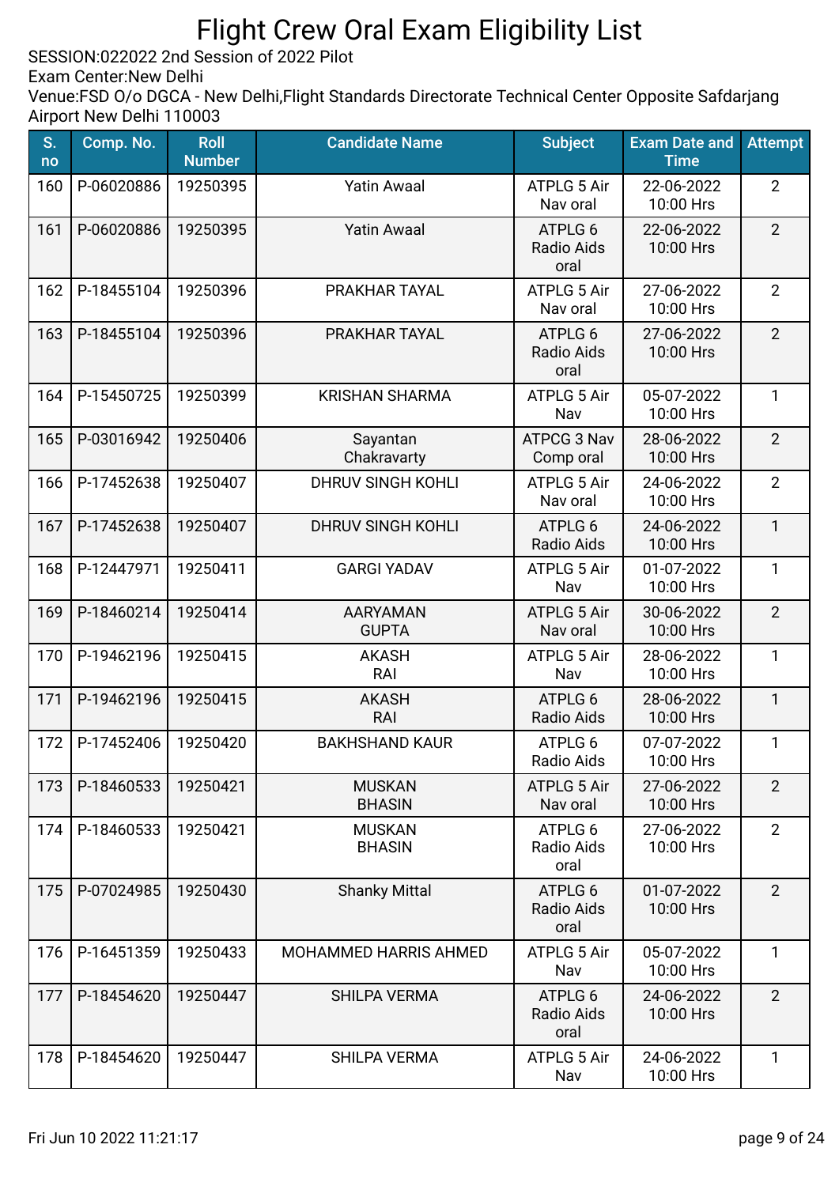# Flight Crew Oral Exam Eligibility List

SESSION:022022 2nd Session of 2022 Pilot
Exam Center:New Delhi
Venue:FSD O/o DGCA - New Delhi,Flight Standards Directorate Technical Center Opposite Safdarjang Airport New Delhi 110003

| S. no | Comp. No. | Roll Number | Candidate Name | Subject | Exam Date and Time | Attempt |
|---|---|---|---|---|---|---|
| 160 | P-06020886 | 19250395 | Yatin Awaal | ATPLG 5 Air Nav oral | 22-06-2022 10:00 Hrs | 2 |
| 161 | P-06020886 | 19250395 | Yatin Awaal | ATPLG 6 Radio Aids oral | 22-06-2022 10:00 Hrs | 2 |
| 162 | P-18455104 | 19250396 | PRAKHAR TAYAL | ATPLG 5 Air Nav oral | 27-06-2022 10:00 Hrs | 2 |
| 163 | P-18455104 | 19250396 | PRAKHAR TAYAL | ATPLG 6 Radio Aids oral | 27-06-2022 10:00 Hrs | 2 |
| 164 | P-15450725 | 19250399 | KRISHAN SHARMA | ATPLG 5 Air Nav | 05-07-2022 10:00 Hrs | 1 |
| 165 | P-03016942 | 19250406 | Sayantan Chakravarty | ATPCG 3 Nav Comp oral | 28-06-2022 10:00 Hrs | 2 |
| 166 | P-17452638 | 19250407 | DHRUV SINGH KOHLI | ATPLG 5 Air Nav oral | 24-06-2022 10:00 Hrs | 2 |
| 167 | P-17452638 | 19250407 | DHRUV SINGH KOHLI | ATPLG 6 Radio Aids | 24-06-2022 10:00 Hrs | 1 |
| 168 | P-12447971 | 19250411 | GARGI YADAV | ATPLG 5 Air Nav | 01-07-2022 10:00 Hrs | 1 |
| 169 | P-18460214 | 19250414 | AARYAMAN GUPTA | ATPLG 5 Air Nav oral | 30-06-2022 10:00 Hrs | 2 |
| 170 | P-19462196 | 19250415 | AKASH RAI | ATPLG 5 Air Nav | 28-06-2022 10:00 Hrs | 1 |
| 171 | P-19462196 | 19250415 | AKASH RAI | ATPLG 6 Radio Aids | 28-06-2022 10:00 Hrs | 1 |
| 172 | P-17452406 | 19250420 | BAKHSHAND KAUR | ATPLG 6 Radio Aids | 07-07-2022 10:00 Hrs | 1 |
| 173 | P-18460533 | 19250421 | MUSKAN BHASIN | ATPLG 5 Air Nav oral | 27-06-2022 10:00 Hrs | 2 |
| 174 | P-18460533 | 19250421 | MUSKAN BHASIN | ATPLG 6 Radio Aids oral | 27-06-2022 10:00 Hrs | 2 |
| 175 | P-07024985 | 19250430 | Shanky Mittal | ATPLG 6 Radio Aids oral | 01-07-2022 10:00 Hrs | 2 |
| 176 | P-16451359 | 19250433 | MOHAMMED HARRIS AHMED | ATPLG 5 Air Nav | 05-07-2022 10:00 Hrs | 1 |
| 177 | P-18454620 | 19250447 | SHILPA VERMA | ATPLG 6 Radio Aids oral | 24-06-2022 10:00 Hrs | 2 |
| 178 | P-18454620 | 19250447 | SHILPA VERMA | ATPLG 5 Air Nav | 24-06-2022 10:00 Hrs | 1 |

Fri Jun 10 2022 11:21:17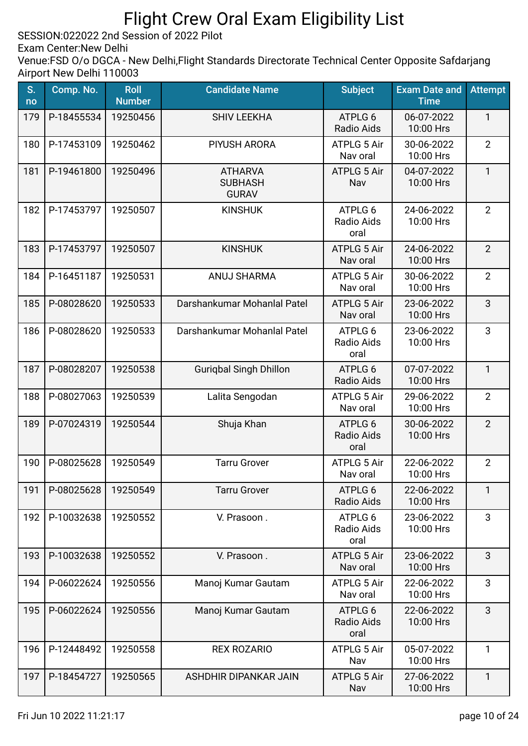# Flight Crew Oral Exam Eligibility List

SESSION:022022 2nd Session of 2022 Pilot
Exam Center:New Delhi
Venue:FSD O/o DGCA - New Delhi,Flight Standards Directorate Technical Center Opposite Safdarjang Airport New Delhi 110003

| S. no | Comp. No. | Roll Number | Candidate Name | Subject | Exam Date and Time | Attempt |
|---|---|---|---|---|---|---|
| 179 | P-18455534 | 19250456 | SHIV LEEKHA | ATPLG 6 Radio Aids | 06-07-2022 10:00 Hrs | 1 |
| 180 | P-17453109 | 19250462 | PIYUSH ARORA | ATPLG 5 Air Nav oral | 30-06-2022 10:00 Hrs | 2 |
| 181 | P-19461800 | 19250496 | ATHARVA SUBHASH GURAV | ATPLG 5 Air Nav | 04-07-2022 10:00 Hrs | 1 |
| 182 | P-17453797 | 19250507 | KINSHUK | ATPLG 6 Radio Aids oral | 24-06-2022 10:00 Hrs | 2 |
| 183 | P-17453797 | 19250507 | KINSHUK | ATPLG 5 Air Nav oral | 24-06-2022 10:00 Hrs | 2 |
| 184 | P-16451187 | 19250531 | ANUJ SHARMA | ATPLG 5 Air Nav oral | 30-06-2022 10:00 Hrs | 2 |
| 185 | P-08028620 | 19250533 | Darshankumar Mohanlal Patel | ATPLG 5 Air Nav oral | 23-06-2022 10:00 Hrs | 3 |
| 186 | P-08028620 | 19250533 | Darshankumar Mohanlal Patel | ATPLG 6 Radio Aids oral | 23-06-2022 10:00 Hrs | 3 |
| 187 | P-08028207 | 19250538 | Guriqbal Singh Dhillon | ATPLG 6 Radio Aids | 07-07-2022 10:00 Hrs | 1 |
| 188 | P-08027063 | 19250539 | Lalita Sengodan | ATPLG 5 Air Nav oral | 29-06-2022 10:00 Hrs | 2 |
| 189 | P-07024319 | 19250544 | Shuja Khan | ATPLG 6 Radio Aids oral | 30-06-2022 10:00 Hrs | 2 |
| 190 | P-08025628 | 19250549 | Tarru Grover | ATPLG 5 Air Nav oral | 22-06-2022 10:00 Hrs | 2 |
| 191 | P-08025628 | 19250549 | Tarru Grover | ATPLG 6 Radio Aids | 22-06-2022 10:00 Hrs | 1 |
| 192 | P-10032638 | 19250552 | V. Prasoon . | ATPLG 6 Radio Aids oral | 23-06-2022 10:00 Hrs | 3 |
| 193 | P-10032638 | 19250552 | V. Prasoon . | ATPLG 5 Air Nav oral | 23-06-2022 10:00 Hrs | 3 |
| 194 | P-06022624 | 19250556 | Manoj Kumar Gautam | ATPLG 5 Air Nav oral | 22-06-2022 10:00 Hrs | 3 |
| 195 | P-06022624 | 19250556 | Manoj Kumar Gautam | ATPLG 6 Radio Aids oral | 22-06-2022 10:00 Hrs | 3 |
| 196 | P-12448492 | 19250558 | REX ROZARIO | ATPLG 5 Air Nav | 05-07-2022 10:00 Hrs | 1 |
| 197 | P-18454727 | 19250565 | ASHDHIR DIPANKAR JAIN | ATPLG 5 Air Nav | 27-06-2022 10:00 Hrs | 1 |

Fri Jun 10 2022 11:21:17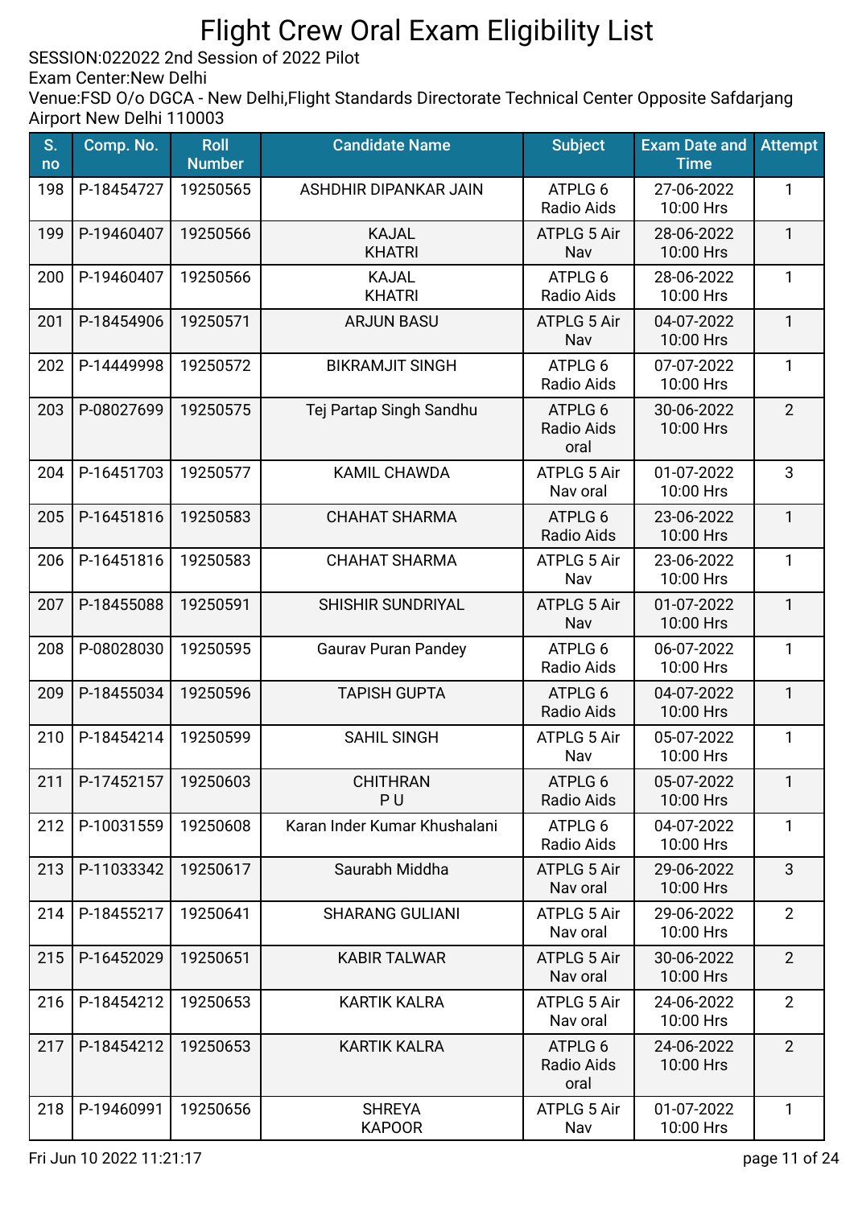# Flight Crew Oral Exam Eligibility List

SESSION:022022 2nd Session of 2022 Pilot
Exam Center:New Delhi
Venue:FSD O/o DGCA - New Delhi,Flight Standards Directorate Technical Center Opposite Safdarjang Airport New Delhi 110003

| S. no | Comp. No. | Roll Number | Candidate Name | Subject | Exam Date and Time | Attempt |
|---|---|---|---|---|---|---|
| 198 | P-18454727 | 19250565 | ASHDHIR DIPANKAR JAIN | ATPLG 6 Radio Aids | 27-06-2022 10:00 Hrs | 1 |
| 199 | P-19460407 | 19250566 | KAJAL KHATRI | ATPLG 5 Air Nav | 28-06-2022 10:00 Hrs | 1 |
| 200 | P-19460407 | 19250566 | KAJAL KHATRI | ATPLG 6 Radio Aids | 28-06-2022 10:00 Hrs | 1 |
| 201 | P-18454906 | 19250571 | ARJUN BASU | ATPLG 5 Air Nav | 04-07-2022 10:00 Hrs | 1 |
| 202 | P-14449998 | 19250572 | BIKRAMJIT SINGH | ATPLG 6 Radio Aids | 07-07-2022 10:00 Hrs | 1 |
| 203 | P-08027699 | 19250575 | Tej Partap Singh Sandhu | ATPLG 6 Radio Aids oral | 30-06-2022 10:00 Hrs | 2 |
| 204 | P-16451703 | 19250577 | KAMIL CHAWDA | ATPLG 5 Air Nav oral | 01-07-2022 10:00 Hrs | 3 |
| 205 | P-16451816 | 19250583 | CHAHAT SHARMA | ATPLG 6 Radio Aids | 23-06-2022 10:00 Hrs | 1 |
| 206 | P-16451816 | 19250583 | CHAHAT SHARMA | ATPLG 5 Air Nav | 23-06-2022 10:00 Hrs | 1 |
| 207 | P-18455088 | 19250591 | SHISHIR SUNDRIYAL | ATPLG 5 Air Nav | 01-07-2022 10:00 Hrs | 1 |
| 208 | P-08028030 | 19250595 | Gaurav Puran Pandey | ATPLG 6 Radio Aids | 06-07-2022 10:00 Hrs | 1 |
| 209 | P-18455034 | 19250596 | TAPISH GUPTA | ATPLG 6 Radio Aids | 04-07-2022 10:00 Hrs | 1 |
| 210 | P-18454214 | 19250599 | SAHIL SINGH | ATPLG 5 Air Nav | 05-07-2022 10:00 Hrs | 1 |
| 211 | P-17452157 | 19250603 | CHITHRAN P U | ATPLG 6 Radio Aids | 05-07-2022 10:00 Hrs | 1 |
| 212 | P-10031559 | 19250608 | Karan Inder Kumar Khushalani | ATPLG 6 Radio Aids | 04-07-2022 10:00 Hrs | 1 |
| 213 | P-11033342 | 19250617 | Saurabh Middha | ATPLG 5 Air Nav oral | 29-06-2022 10:00 Hrs | 3 |
| 214 | P-18455217 | 19250641 | SHARANG GULIANI | ATPLG 5 Air Nav oral | 29-06-2022 10:00 Hrs | 2 |
| 215 | P-16452029 | 19250651 | KABIR TALWAR | ATPLG 5 Air Nav oral | 30-06-2022 10:00 Hrs | 2 |
| 216 | P-18454212 | 19250653 | KARTIK KALRA | ATPLG 5 Air Nav oral | 24-06-2022 10:00 Hrs | 2 |
| 217 | P-18454212 | 19250653 | KARTIK KALRA | ATPLG 6 Radio Aids oral | 24-06-2022 10:00 Hrs | 2 |
| 218 | P-19460991 | 19250656 | SHREYA KAPOOR | ATPLG 5 Air Nav | 01-07-2022 10:00 Hrs | 1 |

Fri Jun 10 2022 11:21:17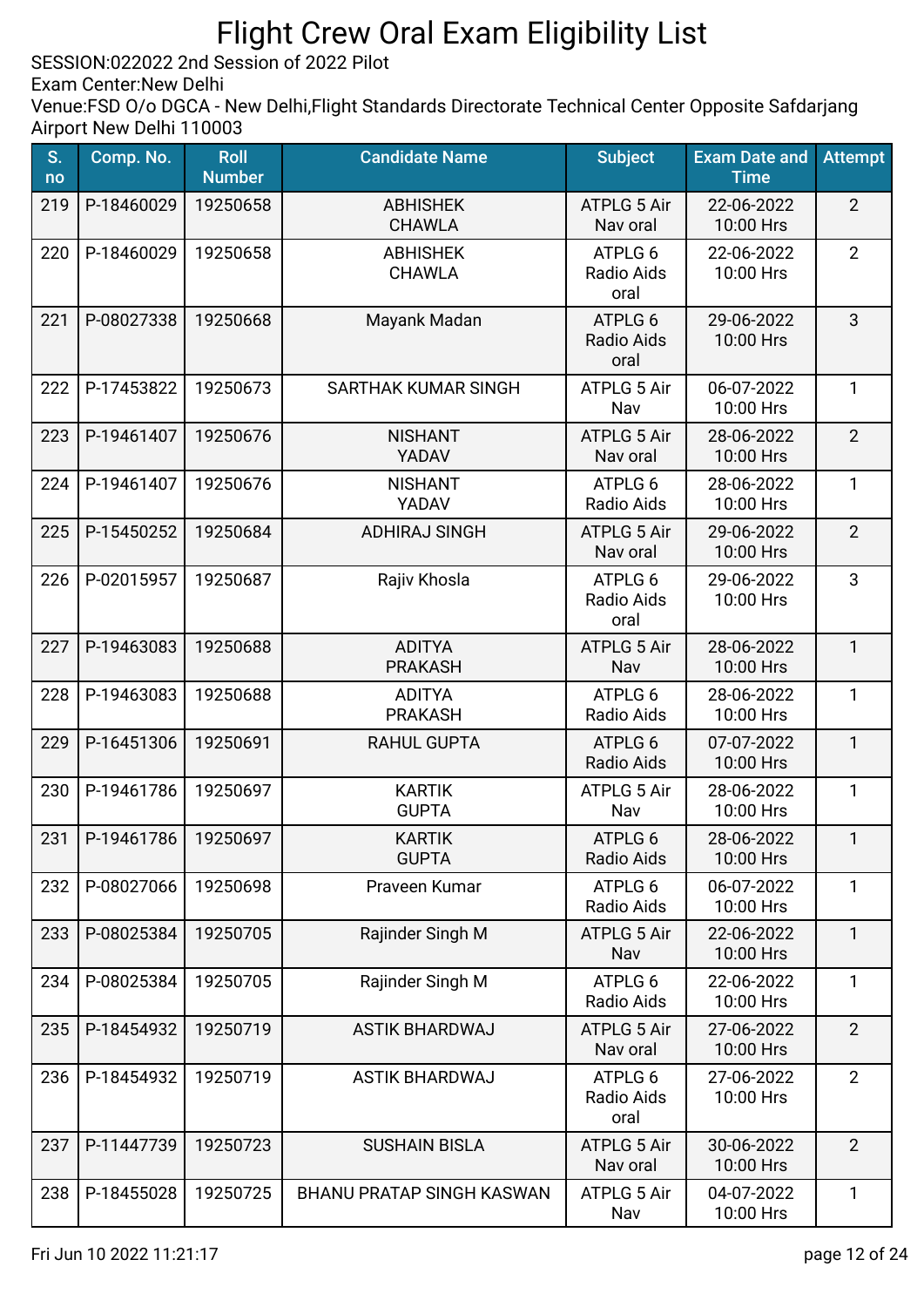# Flight Crew Oral Exam Eligibility List

SESSION:022022 2nd Session of 2022 Pilot
Exam Center:New Delhi
Venue:FSD O/o DGCA - New Delhi,Flight Standards Directorate Technical Center Opposite Safdarjang Airport New Delhi 110003

| S. no | Comp. No. | Roll Number | Candidate Name | Subject | Exam Date and Time | Attempt |
|---|---|---|---|---|---|---|
| 219 | P-18460029 | 19250658 | ABHISHEK CHAWLA | ATPLG 5 Air Nav oral | 22-06-2022 10:00 Hrs | 2 |
| 220 | P-18460029 | 19250658 | ABHISHEK CHAWLA | ATPLG 6 Radio Aids oral | 22-06-2022 10:00 Hrs | 2 |
| 221 | P-08027338 | 19250668 | Mayank Madan | ATPLG 6 Radio Aids oral | 29-06-2022 10:00 Hrs | 3 |
| 222 | P-17453822 | 19250673 | SARTHAK KUMAR SINGH | ATPLG 5 Air Nav | 06-07-2022 10:00 Hrs | 1 |
| 223 | P-19461407 | 19250676 | NISHANT YADAV | ATPLG 5 Air Nav oral | 28-06-2022 10:00 Hrs | 2 |
| 224 | P-19461407 | 19250676 | NISHANT YADAV | ATPLG 6 Radio Aids | 28-06-2022 10:00 Hrs | 1 |
| 225 | P-15450252 | 19250684 | ADHIRAJ SINGH | ATPLG 5 Air Nav oral | 29-06-2022 10:00 Hrs | 2 |
| 226 | P-02015957 | 19250687 | Rajiv Khosla | ATPLG 6 Radio Aids oral | 29-06-2022 10:00 Hrs | 3 |
| 227 | P-19463083 | 19250688 | ADITYA PRAKASH | ATPLG 5 Air Nav | 28-06-2022 10:00 Hrs | 1 |
| 228 | P-19463083 | 19250688 | ADITYA PRAKASH | ATPLG 6 Radio Aids | 28-06-2022 10:00 Hrs | 1 |
| 229 | P-16451306 | 19250691 | RAHUL GUPTA | ATPLG 6 Radio Aids | 07-07-2022 10:00 Hrs | 1 |
| 230 | P-19461786 | 19250697 | KARTIK GUPTA | ATPLG 5 Air Nav | 28-06-2022 10:00 Hrs | 1 |
| 231 | P-19461786 | 19250697 | KARTIK GUPTA | ATPLG 6 Radio Aids | 28-06-2022 10:00 Hrs | 1 |
| 232 | P-08027066 | 19250698 | Praveen Kumar | ATPLG 6 Radio Aids | 06-07-2022 10:00 Hrs | 1 |
| 233 | P-08025384 | 19250705 | Rajinder Singh M | ATPLG 5 Air Nav | 22-06-2022 10:00 Hrs | 1 |
| 234 | P-08025384 | 19250705 | Rajinder Singh M | ATPLG 6 Radio Aids | 22-06-2022 10:00 Hrs | 1 |
| 235 | P-18454932 | 19250719 | ASTIK BHARDWAJ | ATPLG 5 Air Nav oral | 27-06-2022 10:00 Hrs | 2 |
| 236 | P-18454932 | 19250719 | ASTIK BHARDWAJ | ATPLG 6 Radio Aids oral | 27-06-2022 10:00 Hrs | 2 |
| 237 | P-11447739 | 19250723 | SUSHAIN BISLA | ATPLG 5 Air Nav oral | 30-06-2022 10:00 Hrs | 2 |
| 238 | P-18455028 | 19250725 | BHANU PRATAP SINGH KASWAN | ATPLG 5 Air Nav | 04-07-2022 10:00 Hrs | 1 |

Fri Jun 10 2022 11:21:17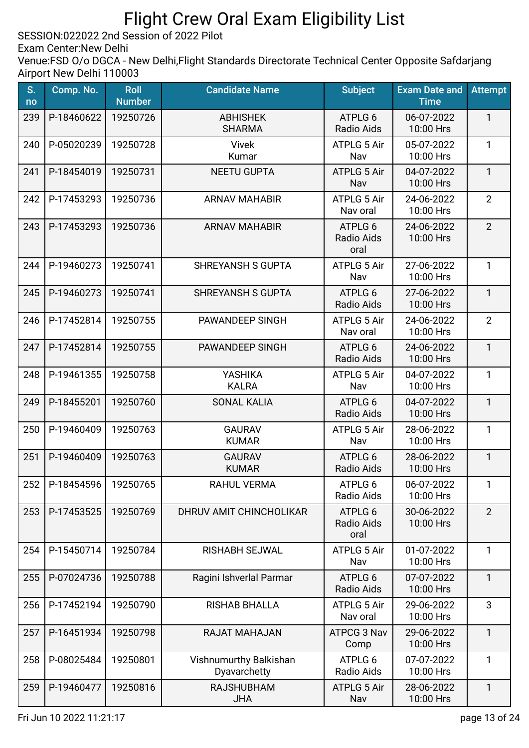# Flight Crew Oral Exam Eligibility List

SESSION:022022 2nd Session of 2022 Pilot
Exam Center:New Delhi
Venue:FSD O/o DGCA - New Delhi,Flight Standards Directorate Technical Center Opposite Safdarjang Airport New Delhi 110003

| S. no | Comp. No. | Roll Number | Candidate Name | Subject | Exam Date and Time | Attempt |
|---|---|---|---|---|---|---|
| 239 | P-18460622 | 19250726 | ABHISHEK SHARMA | ATPLG 6 Radio Aids | 06-07-2022 10:00 Hrs | 1 |
| 240 | P-05020239 | 19250728 | Vivek Kumar | ATPLG 5 Air Nav | 05-07-2022 10:00 Hrs | 1 |
| 241 | P-18454019 | 19250731 | NEETU GUPTA | ATPLG 5 Air Nav | 04-07-2022 10:00 Hrs | 1 |
| 242 | P-17453293 | 19250736 | ARNAV MAHABIR | ATPLG 5 Air Nav oral | 24-06-2022 10:00 Hrs | 2 |
| 243 | P-17453293 | 19250736 | ARNAV MAHABIR | ATPLG 6 Radio Aids oral | 24-06-2022 10:00 Hrs | 2 |
| 244 | P-19460273 | 19250741 | SHREYANSH S GUPTA | ATPLG 5 Air Nav | 27-06-2022 10:00 Hrs | 1 |
| 245 | P-19460273 | 19250741 | SHREYANSH S GUPTA | ATPLG 6 Radio Aids | 27-06-2022 10:00 Hrs | 1 |
| 246 | P-17452814 | 19250755 | PAWANDEEP SINGH | ATPLG 5 Air Nav oral | 24-06-2022 10:00 Hrs | 2 |
| 247 | P-17452814 | 19250755 | PAWANDEEP SINGH | ATPLG 6 Radio Aids | 24-06-2022 10:00 Hrs | 1 |
| 248 | P-19461355 | 19250758 | YASHIKA KALRA | ATPLG 5 Air Nav | 04-07-2022 10:00 Hrs | 1 |
| 249 | P-18455201 | 19250760 | SONAL KALIA | ATPLG 6 Radio Aids | 04-07-2022 10:00 Hrs | 1 |
| 250 | P-19460409 | 19250763 | GAURAV KUMAR | ATPLG 5 Air Nav | 28-06-2022 10:00 Hrs | 1 |
| 251 | P-19460409 | 19250763 | GAURAV KUMAR | ATPLG 6 Radio Aids | 28-06-2022 10:00 Hrs | 1 |
| 252 | P-18454596 | 19250765 | RAHUL VERMA | ATPLG 6 Radio Aids | 06-07-2022 10:00 Hrs | 1 |
| 253 | P-17453525 | 19250769 | DHRUV AMIT CHINCHOLIKAR | ATPLG 6 Radio Aids oral | 30-06-2022 10:00 Hrs | 2 |
| 254 | P-15450714 | 19250784 | RISHABH SEJWAL | ATPLG 5 Air Nav | 01-07-2022 10:00 Hrs | 1 |
| 255 | P-07024736 | 19250788 | Ragini Ishverlal Parmar | ATPLG 6 Radio Aids | 07-07-2022 10:00 Hrs | 1 |
| 256 | P-17452194 | 19250790 | RISHAB BHALLA | ATPLG 5 Air Nav oral | 29-06-2022 10:00 Hrs | 3 |
| 257 | P-16451934 | 19250798 | RAJAT MAHAJAN | ATPCG 3 Nav Comp | 29-06-2022 10:00 Hrs | 1 |
| 258 | P-08025484 | 19250801 | Vishnumurthy Balkishan Dyavarchetty | ATPLG 6 Radio Aids | 07-07-2022 10:00 Hrs | 1 |
| 259 | P-19460477 | 19250816 | RAJSHUBHAM JHA | ATPLG 5 Air Nav | 28-06-2022 10:00 Hrs | 1 |

Fri Jun 10 2022 11:21:17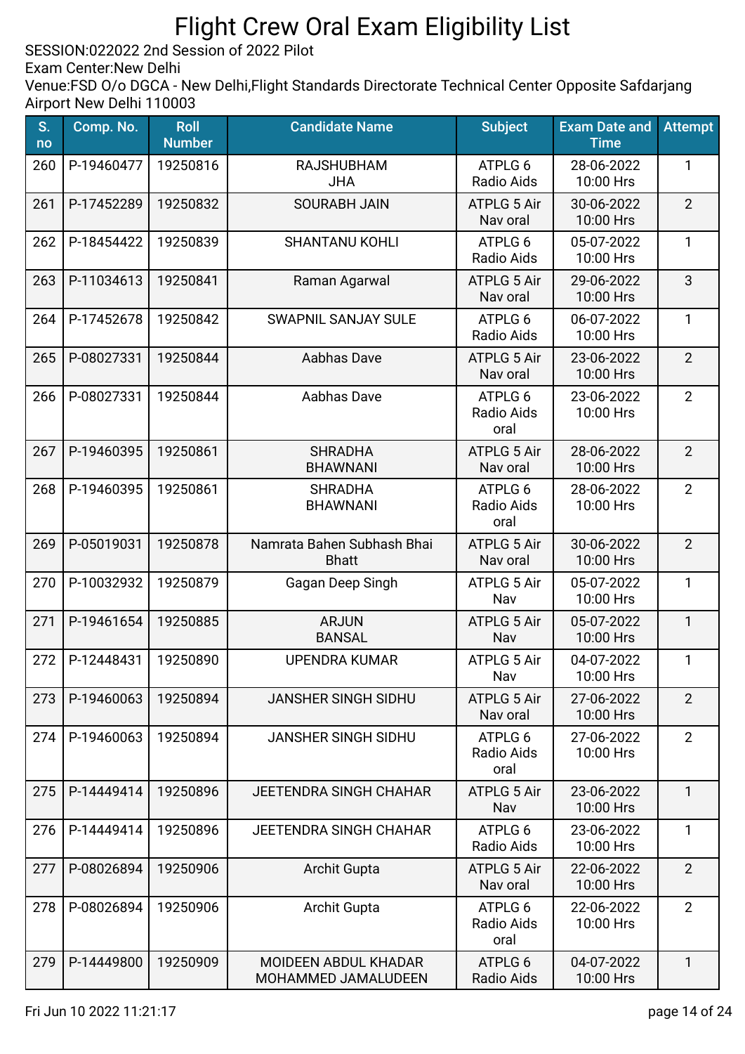# Flight Crew Oral Exam Eligibility List

SESSION:022022 2nd Session of 2022 Pilot
Exam Center:New Delhi
Venue:FSD O/o DGCA - New Delhi,Flight Standards Directorate Technical Center Opposite Safdarjang Airport New Delhi 110003

| S. no | Comp. No. | Roll Number | Candidate Name | Subject | Exam Date and Time | Attempt |
|---|---|---|---|---|---|---|
| 260 | P-19460477 | 19250816 | RAJSHUBHAM JHA | ATPLG 6 Radio Aids | 28-06-2022 10:00 Hrs | 1 |
| 261 | P-17452289 | 19250832 | SOURABH JAIN | ATPLG 5 Air Nav oral | 30-06-2022 10:00 Hrs | 2 |
| 262 | P-18454422 | 19250839 | SHANTANU KOHLI | ATPLG 6 Radio Aids | 05-07-2022 10:00 Hrs | 1 |
| 263 | P-11034613 | 19250841 | Raman Agarwal | ATPLG 5 Air Nav oral | 29-06-2022 10:00 Hrs | 3 |
| 264 | P-17452678 | 19250842 | SWAPNIL SANJAY SULE | ATPLG 6 Radio Aids | 06-07-2022 10:00 Hrs | 1 |
| 265 | P-08027331 | 19250844 | Aabhas Dave | ATPLG 5 Air Nav oral | 23-06-2022 10:00 Hrs | 2 |
| 266 | P-08027331 | 19250844 | Aabhas Dave | ATPLG 6 Radio Aids oral | 23-06-2022 10:00 Hrs | 2 |
| 267 | P-19460395 | 19250861 | SHRADHA BHAWNANI | ATPLG 5 Air Nav oral | 28-06-2022 10:00 Hrs | 2 |
| 268 | P-19460395 | 19250861 | SHRADHA BHAWNANI | ATPLG 6 Radio Aids oral | 28-06-2022 10:00 Hrs | 2 |
| 269 | P-05019031 | 19250878 | Namrata Bahen Subhash Bhai Bhatt | ATPLG 5 Air Nav oral | 30-06-2022 10:00 Hrs | 2 |
| 270 | P-10032932 | 19250879 | Gagan Deep Singh | ATPLG 5 Air Nav | 05-07-2022 10:00 Hrs | 1 |
| 271 | P-19461654 | 19250885 | ARJUN BANSAL | ATPLG 5 Air Nav | 05-07-2022 10:00 Hrs | 1 |
| 272 | P-12448431 | 19250890 | UPENDRA KUMAR | ATPLG 5 Air Nav | 04-07-2022 10:00 Hrs | 1 |
| 273 | P-19460063 | 19250894 | JANSHER SINGH SIDHU | ATPLG 5 Air Nav oral | 27-06-2022 10:00 Hrs | 2 |
| 274 | P-19460063 | 19250894 | JANSHER SINGH SIDHU | ATPLG 6 Radio Aids oral | 27-06-2022 10:00 Hrs | 2 |
| 275 | P-14449414 | 19250896 | JEETENDRA SINGH CHAHAR | ATPLG 5 Air Nav | 23-06-2022 10:00 Hrs | 1 |
| 276 | P-14449414 | 19250896 | JEETENDRA SINGH CHAHAR | ATPLG 6 Radio Aids | 23-06-2022 10:00 Hrs | 1 |
| 277 | P-08026894 | 19250906 | Archit Gupta | ATPLG 5 Air Nav oral | 22-06-2022 10:00 Hrs | 2 |
| 278 | P-08026894 | 19250906 | Archit Gupta | ATPLG 6 Radio Aids oral | 22-06-2022 10:00 Hrs | 2 |
| 279 | P-14449800 | 19250909 | MOIDEEN ABDUL KHADAR MOHAMMED JAMALUDEEN | ATPLG 6 Radio Aids | 04-07-2022 10:00 Hrs | 1 |

Fri Jun 10 2022 11:21:17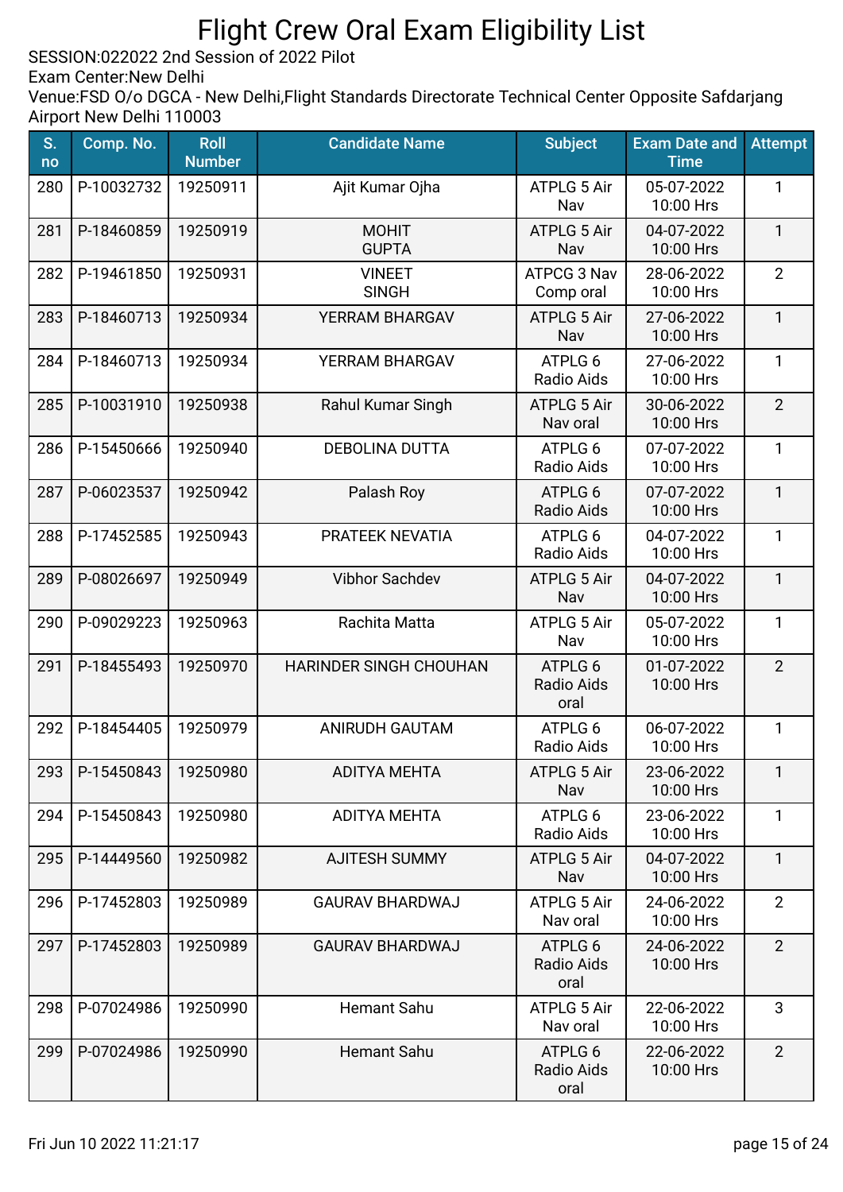# Flight Crew Oral Exam Eligibility List

SESSION:022022 2nd Session of 2022 Pilot
Exam Center:New Delhi
Venue:FSD O/o DGCA - New Delhi,Flight Standards Directorate Technical Center Opposite Safdarjang Airport New Delhi 110003

| S. no | Comp. No. | Roll Number | Candidate Name | Subject | Exam Date and Time | Attempt |
|---|---|---|---|---|---|---|
| 280 | P-10032732 | 19250911 | Ajit Kumar Ojha | ATPLG 5 Air Nav | 05-07-2022 10:00 Hrs | 1 |
| 281 | P-18460859 | 19250919 | MOHIT GUPTA | ATPLG 5 Air Nav | 04-07-2022 10:00 Hrs | 1 |
| 282 | P-19461850 | 19250931 | VINEET SINGH | ATPCG 3 Nav Comp oral | 28-06-2022 10:00 Hrs | 2 |
| 283 | P-18460713 | 19250934 | YERRAM BHARGAV | ATPLG 5 Air Nav | 27-06-2022 10:00 Hrs | 1 |
| 284 | P-18460713 | 19250934 | YERRAM BHARGAV | ATPLG 6 Radio Aids | 27-06-2022 10:00 Hrs | 1 |
| 285 | P-10031910 | 19250938 | Rahul Kumar Singh | ATPLG 5 Air Nav oral | 30-06-2022 10:00 Hrs | 2 |
| 286 | P-15450666 | 19250940 | DEBOLINA DUTTA | ATPLG 6 Radio Aids | 07-07-2022 10:00 Hrs | 1 |
| 287 | P-06023537 | 19250942 | Palash Roy | ATPLG 6 Radio Aids | 07-07-2022 10:00 Hrs | 1 |
| 288 | P-17452585 | 19250943 | PRATEEK NEVATIA | ATPLG 6 Radio Aids | 04-07-2022 10:00 Hrs | 1 |
| 289 | P-08026697 | 19250949 | Vibhor Sachdev | ATPLG 5 Air Nav | 04-07-2022 10:00 Hrs | 1 |
| 290 | P-09029223 | 19250963 | Rachita Matta | ATPLG 5 Air Nav | 05-07-2022 10:00 Hrs | 1 |
| 291 | P-18455493 | 19250970 | HARINDER SINGH CHOUHAN | ATPLG 6 Radio Aids oral | 01-07-2022 10:00 Hrs | 2 |
| 292 | P-18454405 | 19250979 | ANIRUDH GAUTAM | ATPLG 6 Radio Aids | 06-07-2022 10:00 Hrs | 1 |
| 293 | P-15450843 | 19250980 | ADITYA MEHTA | ATPLG 5 Air Nav | 23-06-2022 10:00 Hrs | 1 |
| 294 | P-15450843 | 19250980 | ADITYA MEHTA | ATPLG 6 Radio Aids | 23-06-2022 10:00 Hrs | 1 |
| 295 | P-14449560 | 19250982 | AJITESH SUMMY | ATPLG 5 Air Nav | 04-07-2022 10:00 Hrs | 1 |
| 296 | P-17452803 | 19250989 | GAURAV BHARDWAJ | ATPLG 5 Air Nav oral | 24-06-2022 10:00 Hrs | 2 |
| 297 | P-17452803 | 19250989 | GAURAV BHARDWAJ | ATPLG 6 Radio Aids oral | 24-06-2022 10:00 Hrs | 2 |
| 298 | P-07024986 | 19250990 | Hemant Sahu | ATPLG 5 Air Nav oral | 22-06-2022 10:00 Hrs | 3 |
| 299 | P-07024986 | 19250990 | Hemant Sahu | ATPLG 6 Radio Aids oral | 22-06-2022 10:00 Hrs | 2 |

Fri Jun 10 2022 11:21:17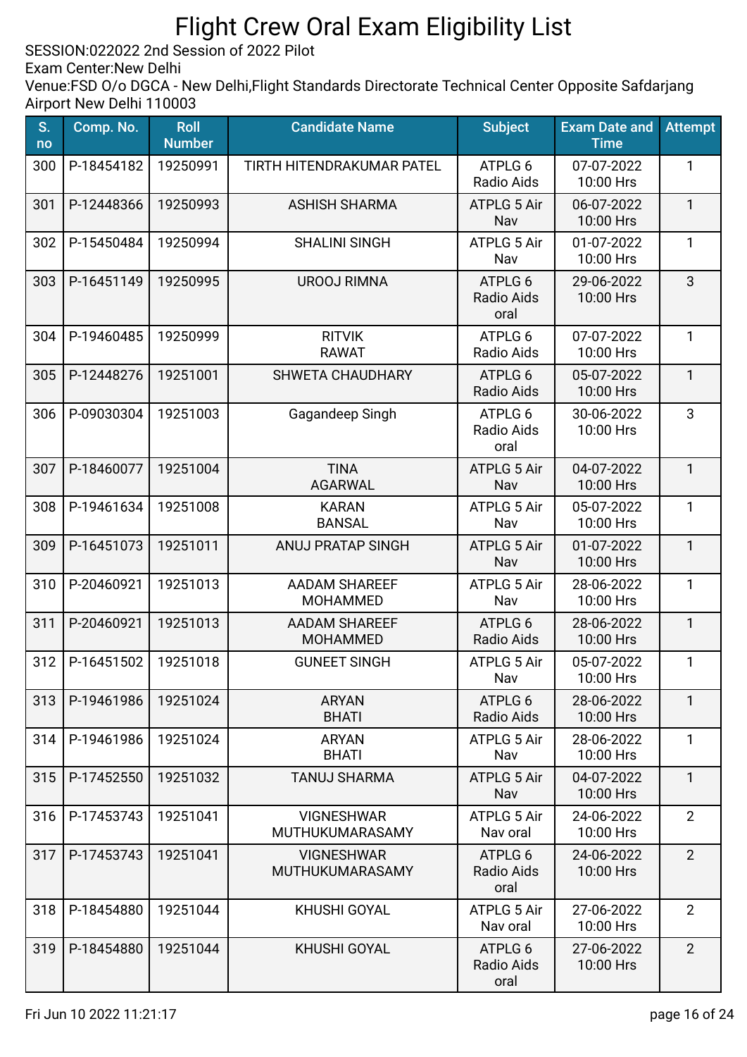# Flight Crew Oral Exam Eligibility List

SESSION:022022 2nd Session of 2022 Pilot
Exam Center:New Delhi
Venue:FSD O/o DGCA - New Delhi,Flight Standards Directorate Technical Center Opposite Safdarjang Airport New Delhi 110003

| S. no | Comp. No. | Roll Number | Candidate Name | Subject | Exam Date and Time | Attempt |
|---|---|---|---|---|---|---|
| 300 | P-18454182 | 19250991 | TIRTH HITENDRAKUMAR PATEL | ATPLG 6 Radio Aids | 07-07-2022 10:00 Hrs | 1 |
| 301 | P-12448366 | 19250993 | ASHISH SHARMA | ATPLG 5 Air Nav | 06-07-2022 10:00 Hrs | 1 |
| 302 | P-15450484 | 19250994 | SHALINI SINGH | ATPLG 5 Air Nav | 01-07-2022 10:00 Hrs | 1 |
| 303 | P-16451149 | 19250995 | UROOJ RIMNA | ATPLG 6 Radio Aids oral | 29-06-2022 10:00 Hrs | 3 |
| 304 | P-19460485 | 19250999 | RITVIK RAWAT | ATPLG 6 Radio Aids | 07-07-2022 10:00 Hrs | 1 |
| 305 | P-12448276 | 19251001 | SHWETA CHAUDHARY | ATPLG 6 Radio Aids | 05-07-2022 10:00 Hrs | 1 |
| 306 | P-09030304 | 19251003 | Gagandeep Singh | ATPLG 6 Radio Aids oral | 30-06-2022 10:00 Hrs | 3 |
| 307 | P-18460077 | 19251004 | TINA AGARWAL | ATPLG 5 Air Nav | 04-07-2022 10:00 Hrs | 1 |
| 308 | P-19461634 | 19251008 | KARAN BANSAL | ATPLG 5 Air Nav | 05-07-2022 10:00 Hrs | 1 |
| 309 | P-16451073 | 19251011 | ANUJ PRATAP SINGH | ATPLG 5 Air Nav | 01-07-2022 10:00 Hrs | 1 |
| 310 | P-20460921 | 19251013 | AADAM SHAREEF MOHAMMED | ATPLG 5 Air Nav | 28-06-2022 10:00 Hrs | 1 |
| 311 | P-20460921 | 19251013 | AADAM SHAREEF MOHAMMED | ATPLG 6 Radio Aids | 28-06-2022 10:00 Hrs | 1 |
| 312 | P-16451502 | 19251018 | GUNEET SINGH | ATPLG 5 Air Nav | 05-07-2022 10:00 Hrs | 1 |
| 313 | P-19461986 | 19251024 | ARYAN BHATI | ATPLG 6 Radio Aids | 28-06-2022 10:00 Hrs | 1 |
| 314 | P-19461986 | 19251024 | ARYAN BHATI | ATPLG 5 Air Nav | 28-06-2022 10:00 Hrs | 1 |
| 315 | P-17452550 | 19251032 | TANUJ SHARMA | ATPLG 5 Air Nav | 04-07-2022 10:00 Hrs | 1 |
| 316 | P-17453743 | 19251041 | VIGNESHWAR MUTHUKUMARASAMY | ATPLG 5 Air Nav oral | 24-06-2022 10:00 Hrs | 2 |
| 317 | P-17453743 | 19251041 | VIGNESHWAR MUTHUKUMARASAMY | ATPLG 6 Radio Aids oral | 24-06-2022 10:00 Hrs | 2 |
| 318 | P-18454880 | 19251044 | KHUSHI GOYAL | ATPLG 5 Air Nav oral | 27-06-2022 10:00 Hrs | 2 |
| 319 | P-18454880 | 19251044 | KHUSHI GOYAL | ATPLG 6 Radio Aids oral | 27-06-2022 10:00 Hrs | 2 |

Fri Jun 10 2022 11:21:17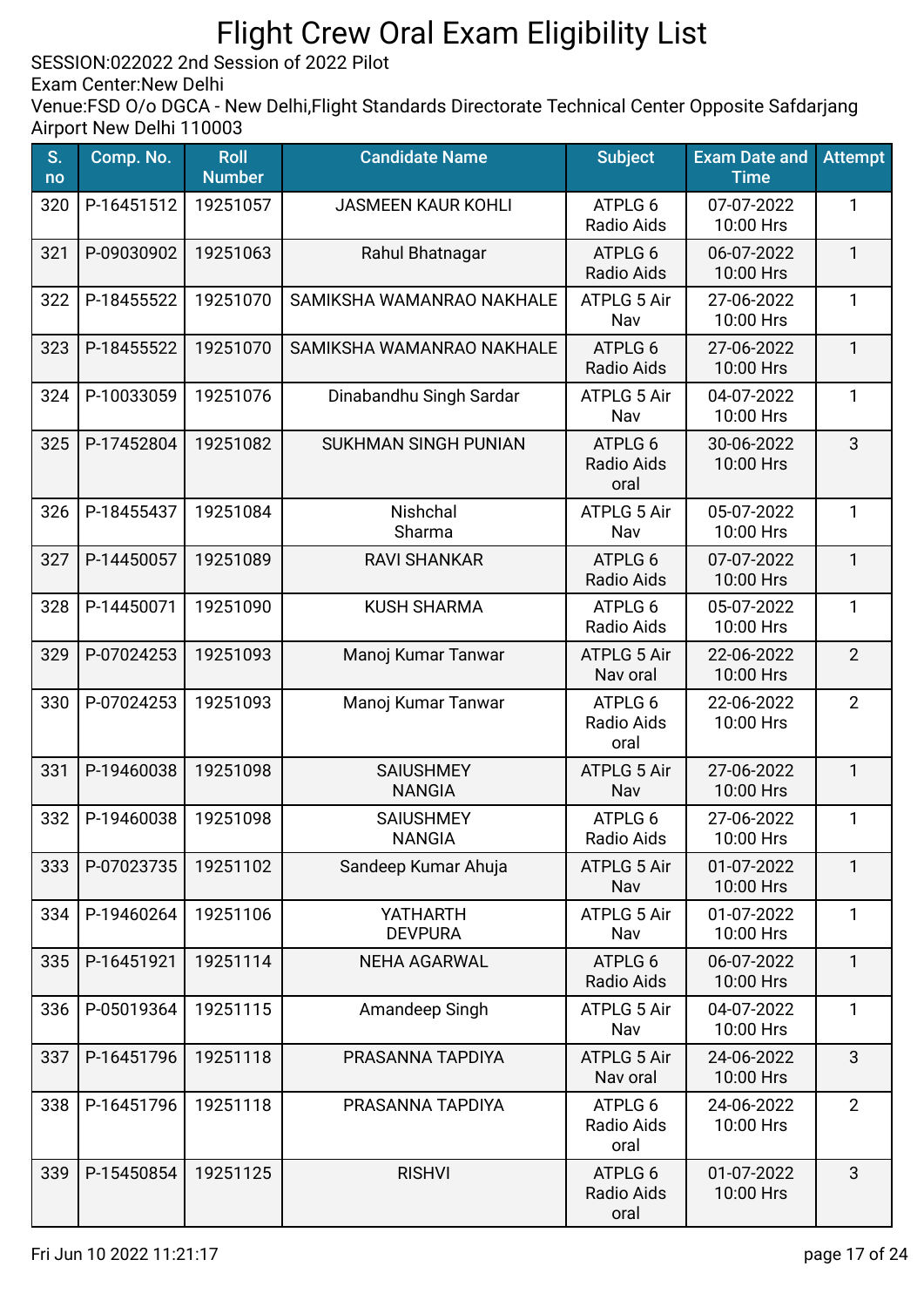# Flight Crew Oral Exam Eligibility List

SESSION:022022 2nd Session of 2022 Pilot
Exam Center:New Delhi
Venue:FSD O/o DGCA - New Delhi,Flight Standards Directorate Technical Center Opposite Safdarjang Airport New Delhi 110003

| S. no | Comp. No. | Roll Number | Candidate Name | Subject | Exam Date and Time | Attempt |
|---|---|---|---|---|---|---|
| 320 | P-16451512 | 19251057 | JASMEEN KAUR KOHLI | ATPLG 6 Radio Aids | 07-07-2022 10:00 Hrs | 1 |
| 321 | P-09030902 | 19251063 | Rahul Bhatnagar | ATPLG 6 Radio Aids | 06-07-2022 10:00 Hrs | 1 |
| 322 | P-18455522 | 19251070 | SAMIKSHA WAMANRAO NAKHALE | ATPLG 5 Air Nav | 27-06-2022 10:00 Hrs | 1 |
| 323 | P-18455522 | 19251070 | SAMIKSHA WAMANRAO NAKHALE | ATPLG 6 Radio Aids | 27-06-2022 10:00 Hrs | 1 |
| 324 | P-10033059 | 19251076 | Dinabandhu Singh Sardar | ATPLG 5 Air Nav | 04-07-2022 10:00 Hrs | 1 |
| 325 | P-17452804 | 19251082 | SUKHMAN SINGH PUNIAN | ATPLG 6 Radio Aids oral | 30-06-2022 10:00 Hrs | 3 |
| 326 | P-18455437 | 19251084 | Nishchal Sharma | ATPLG 5 Air Nav | 05-07-2022 10:00 Hrs | 1 |
| 327 | P-14450057 | 19251089 | RAVI SHANKAR | ATPLG 6 Radio Aids | 07-07-2022 10:00 Hrs | 1 |
| 328 | P-14450071 | 19251090 | KUSH SHARMA | ATPLG 6 Radio Aids | 05-07-2022 10:00 Hrs | 1 |
| 329 | P-07024253 | 19251093 | Manoj Kumar Tanwar | ATPLG 5 Air Nav oral | 22-06-2022 10:00 Hrs | 2 |
| 330 | P-07024253 | 19251093 | Manoj Kumar Tanwar | ATPLG 6 Radio Aids oral | 22-06-2022 10:00 Hrs | 2 |
| 331 | P-19460038 | 19251098 | SAIUSHMEY NANGIA | ATPLG 5 Air Nav | 27-06-2022 10:00 Hrs | 1 |
| 332 | P-19460038 | 19251098 | SAIUSHMEY NANGIA | ATPLG 6 Radio Aids | 27-06-2022 10:00 Hrs | 1 |
| 333 | P-07023735 | 19251102 | Sandeep Kumar Ahuja | ATPLG 5 Air Nav | 01-07-2022 10:00 Hrs | 1 |
| 334 | P-19460264 | 19251106 | YATHARTH DEVPURA | ATPLG 5 Air Nav | 01-07-2022 10:00 Hrs | 1 |
| 335 | P-16451921 | 19251114 | NEHA AGARWAL | ATPLG 6 Radio Aids | 06-07-2022 10:00 Hrs | 1 |
| 336 | P-05019364 | 19251115 | Amandeep Singh | ATPLG 5 Air Nav | 04-07-2022 10:00 Hrs | 1 |
| 337 | P-16451796 | 19251118 | PRASANNA TAPDIYA | ATPLG 5 Air Nav oral | 24-06-2022 10:00 Hrs | 3 |
| 338 | P-16451796 | 19251118 | PRASANNA TAPDIYA | ATPLG 6 Radio Aids oral | 24-06-2022 10:00 Hrs | 2 |
| 339 | P-15450854 | 19251125 | RISHVI | ATPLG 6 Radio Aids oral | 01-07-2022 10:00 Hrs | 3 |

Fri Jun 10 2022 11:21:17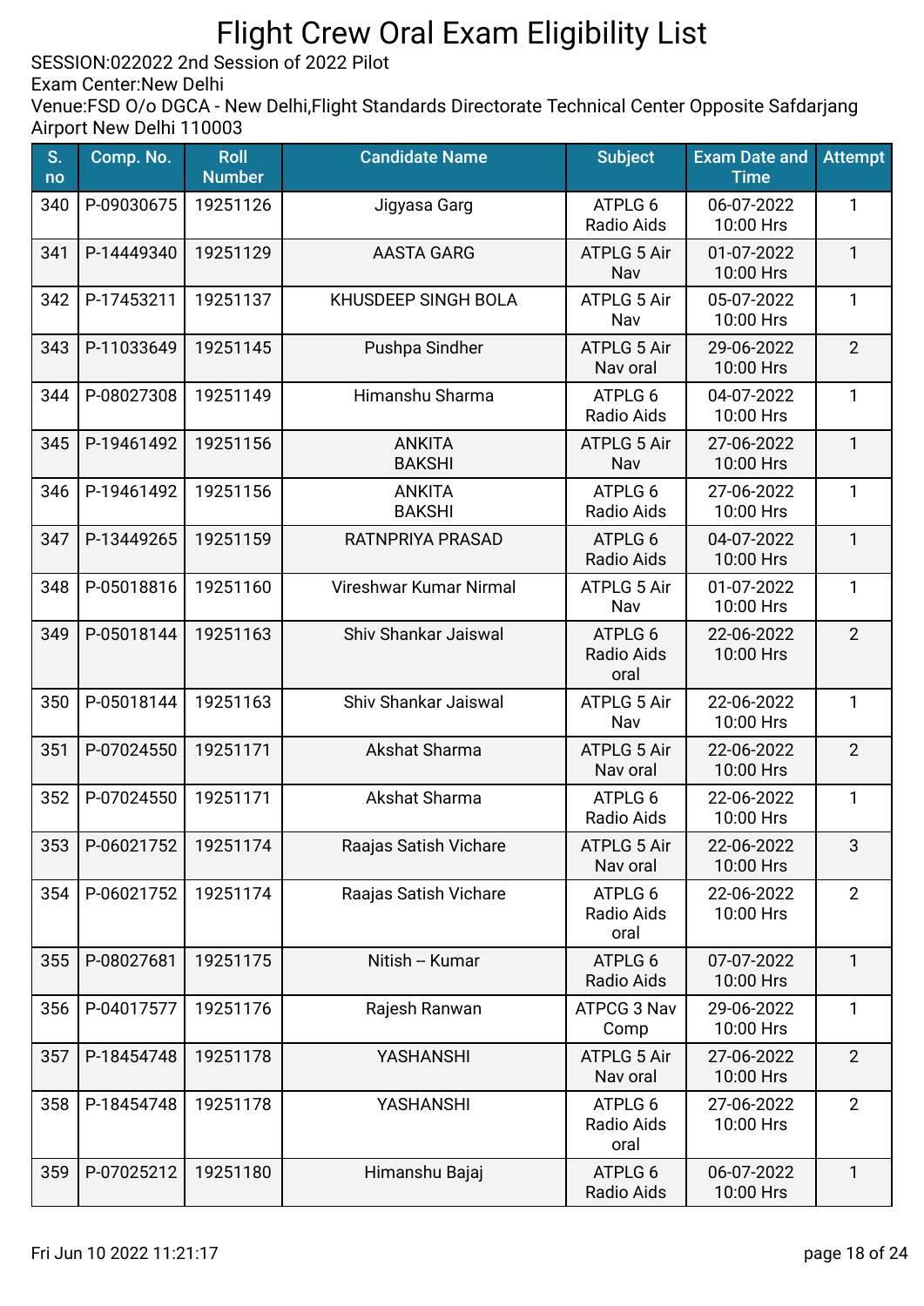# Flight Crew Oral Exam Eligibility List

SESSION:022022 2nd Session of 2022 Pilot
Exam Center:New Delhi
Venue:FSD O/o DGCA - New Delhi,Flight Standards Directorate Technical Center Opposite Safdarjang Airport New Delhi 110003

| S. no | Comp. No. | Roll Number | Candidate Name | Subject | Exam Date and Time | Attempt |
|---|---|---|---|---|---|---|
| 340 | P-09030675 | 19251126 | Jigyasa Garg | ATPLG 6 Radio Aids | 06-07-2022 10:00 Hrs | 1 |
| 341 | P-14449340 | 19251129 | AASTA GARG | ATPLG 5 Air Nav | 01-07-2022 10:00 Hrs | 1 |
| 342 | P-17453211 | 19251137 | KHUSDEEP SINGH BOLA | ATPLG 5 Air Nav | 05-07-2022 10:00 Hrs | 1 |
| 343 | P-11033649 | 19251145 | Pushpa Sindher | ATPLG 5 Air Nav oral | 29-06-2022 10:00 Hrs | 2 |
| 344 | P-08027308 | 19251149 | Himanshu Sharma | ATPLG 6 Radio Aids | 04-07-2022 10:00 Hrs | 1 |
| 345 | P-19461492 | 19251156 | ANKITA BAKSHI | ATPLG 5 Air Nav | 27-06-2022 10:00 Hrs | 1 |
| 346 | P-19461492 | 19251156 | ANKITA BAKSHI | ATPLG 6 Radio Aids | 27-06-2022 10:00 Hrs | 1 |
| 347 | P-13449265 | 19251159 | RATNPRIYA PRASAD | ATPLG 6 Radio Aids | 04-07-2022 10:00 Hrs | 1 |
| 348 | P-05018816 | 19251160 | Vireshwar Kumar Nirmal | ATPLG 5 Air Nav | 01-07-2022 10:00 Hrs | 1 |
| 349 | P-05018144 | 19251163 | Shiv Shankar Jaiswal | ATPLG 6 Radio Aids oral | 22-06-2022 10:00 Hrs | 2 |
| 350 | P-05018144 | 19251163 | Shiv Shankar Jaiswal | ATPLG 5 Air Nav | 22-06-2022 10:00 Hrs | 1 |
| 351 | P-07024550 | 19251171 | Akshat Sharma | ATPLG 5 Air Nav oral | 22-06-2022 10:00 Hrs | 2 |
| 352 | P-07024550 | 19251171 | Akshat Sharma | ATPLG 6 Radio Aids | 22-06-2022 10:00 Hrs | 1 |
| 353 | P-06021752 | 19251174 | Raajas Satish Vichare | ATPLG 5 Air Nav oral | 22-06-2022 10:00 Hrs | 3 |
| 354 | P-06021752 | 19251174 | Raajas Satish Vichare | ATPLG 6 Radio Aids oral | 22-06-2022 10:00 Hrs | 2 |
| 355 | P-08027681 | 19251175 | Nitish -- Kumar | ATPLG 6 Radio Aids | 07-07-2022 10:00 Hrs | 1 |
| 356 | P-04017577 | 19251176 | Rajesh Ranwan | ATPCG 3 Nav Comp | 29-06-2022 10:00 Hrs | 1 |
| 357 | P-18454748 | 19251178 | YASHANSHI | ATPLG 5 Air Nav oral | 27-06-2022 10:00 Hrs | 2 |
| 358 | P-18454748 | 19251178 | YASHANSHI | ATPLG 6 Radio Aids oral | 27-06-2022 10:00 Hrs | 2 |
| 359 | P-07025212 | 19251180 | Himanshu Bajaj | ATPLG 6 Radio Aids | 06-07-2022 10:00 Hrs | 1 |

Fri Jun 10 2022 11:21:17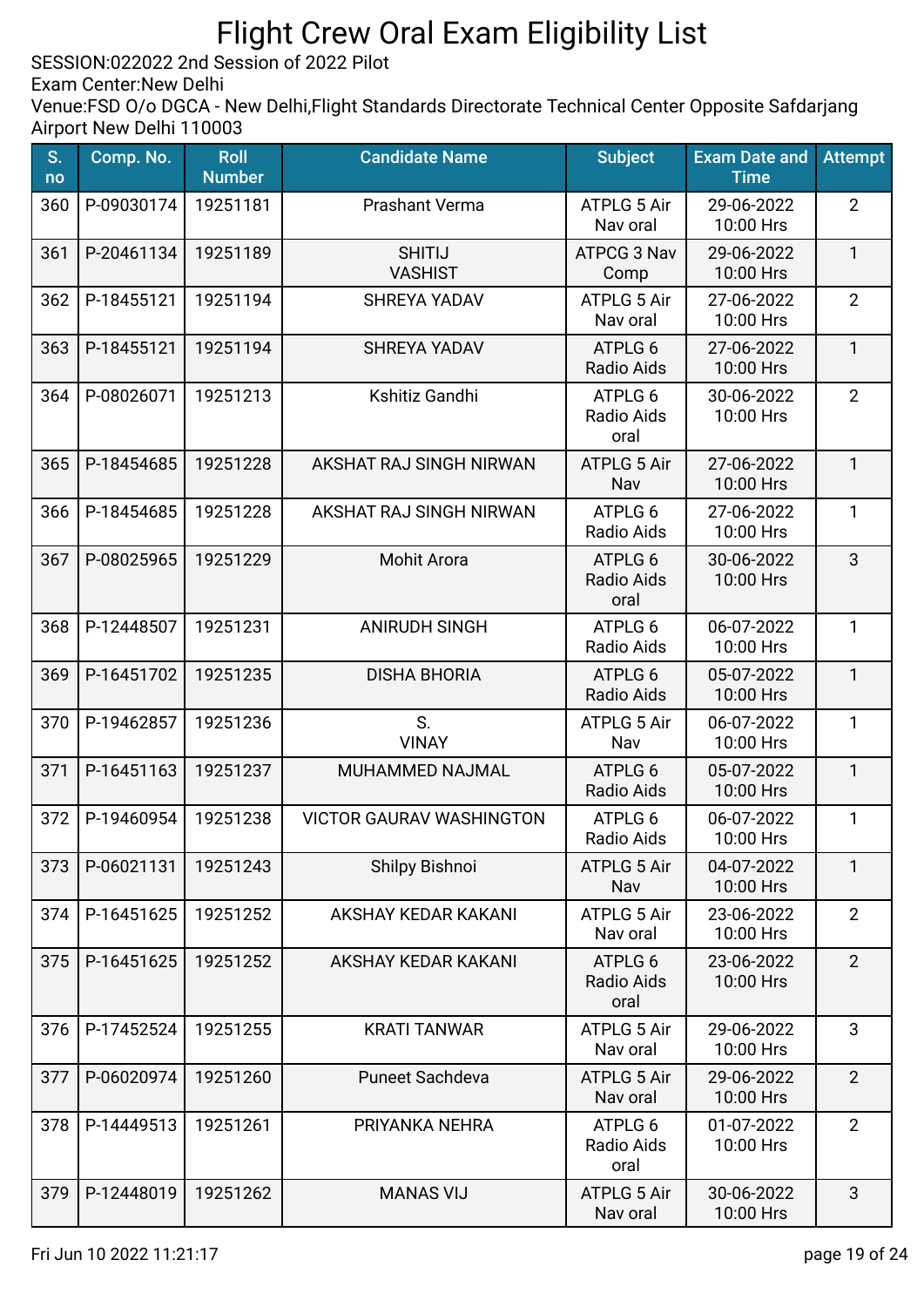# Flight Crew Oral Exam Eligibility List

SESSION:022022 2nd Session of 2022 Pilot
Exam Center:New Delhi
Venue:FSD O/o DGCA - New Delhi,Flight Standards Directorate Technical Center Opposite Safdarjang Airport New Delhi 110003

| S. no | Comp. No. | Roll Number | Candidate Name | Subject | Exam Date and Time | Attempt |
|---|---|---|---|---|---|---|
| 360 | P-09030174 | 19251181 | Prashant Verma | ATPLG 5 Air Nav oral | 29-06-2022 10:00 Hrs | 2 |
| 361 | P-20461134 | 19251189 | SHITIJ VASHIST | ATPCG 3 Nav Comp | 29-06-2022 10:00 Hrs | 1 |
| 362 | P-18455121 | 19251194 | SHREYA YADAV | ATPLG 5 Air Nav oral | 27-06-2022 10:00 Hrs | 2 |
| 363 | P-18455121 | 19251194 | SHREYA YADAV | ATPLG 6 Radio Aids | 27-06-2022 10:00 Hrs | 1 |
| 364 | P-08026071 | 19251213 | Kshitiz Gandhi | ATPLG 6 Radio Aids oral | 30-06-2022 10:00 Hrs | 2 |
| 365 | P-18454685 | 19251228 | AKSHAT RAJ SINGH NIRWAN | ATPLG 5 Air Nav | 27-06-2022 10:00 Hrs | 1 |
| 366 | P-18454685 | 19251228 | AKSHAT RAJ SINGH NIRWAN | ATPLG 6 Radio Aids | 27-06-2022 10:00 Hrs | 1 |
| 367 | P-08025965 | 19251229 | Mohit Arora | ATPLG 6 Radio Aids oral | 30-06-2022 10:00 Hrs | 3 |
| 368 | P-12448507 | 19251231 | ANIRUDH SINGH | ATPLG 6 Radio Aids | 06-07-2022 10:00 Hrs | 1 |
| 369 | P-16451702 | 19251235 | DISHA BHORIA | ATPLG 6 Radio Aids | 05-07-2022 10:00 Hrs | 1 |
| 370 | P-19462857 | 19251236 | S. VINAY | ATPLG 5 Air Nav | 06-07-2022 10:00 Hrs | 1 |
| 371 | P-16451163 | 19251237 | MUHAMMED NAJMAL | ATPLG 6 Radio Aids | 05-07-2022 10:00 Hrs | 1 |
| 372 | P-19460954 | 19251238 | VICTOR GAURAV WASHINGTON | ATPLG 6 Radio Aids | 06-07-2022 10:00 Hrs | 1 |
| 373 | P-06021131 | 19251243 | Shilpy Bishnoi | ATPLG 5 Air Nav | 04-07-2022 10:00 Hrs | 1 |
| 374 | P-16451625 | 19251252 | AKSHAY KEDAR KAKANI | ATPLG 5 Air Nav oral | 23-06-2022 10:00 Hrs | 2 |
| 375 | P-16451625 | 19251252 | AKSHAY KEDAR KAKANI | ATPLG 6 Radio Aids oral | 23-06-2022 10:00 Hrs | 2 |
| 376 | P-17452524 | 19251255 | KRATI TANWAR | ATPLG 5 Air Nav oral | 29-06-2022 10:00 Hrs | 3 |
| 377 | P-06020974 | 19251260 | Puneet Sachdeva | ATPLG 5 Air Nav oral | 29-06-2022 10:00 Hrs | 2 |
| 378 | P-14449513 | 19251261 | PRIYANKA NEHRA | ATPLG 6 Radio Aids oral | 01-07-2022 10:00 Hrs | 2 |
| 379 | P-12448019 | 19251262 | MANAS VIJ | ATPLG 5 Air Nav oral | 30-06-2022 10:00 Hrs | 3 |

Fri Jun 10 2022 11:21:17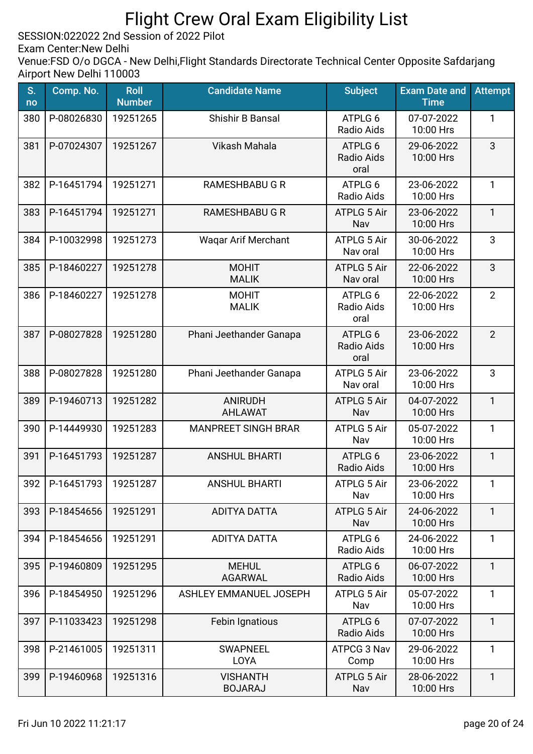# Flight Crew Oral Exam Eligibility List

SESSION:022022 2nd Session of 2022 Pilot
Exam Center:New Delhi
Venue:FSD O/o DGCA - New Delhi,Flight Standards Directorate Technical Center Opposite Safdarjang Airport New Delhi 110003

| S. no | Comp. No. | Roll Number | Candidate Name | Subject | Exam Date and Time | Attempt |
|---|---|---|---|---|---|---|
| 380 | P-08026830 | 19251265 | Shishir B Bansal | ATPLG 6 Radio Aids | 07-07-2022 10:00 Hrs | 1 |
| 381 | P-07024307 | 19251267 | Vikash Mahala | ATPLG 6 Radio Aids oral | 29-06-2022 10:00 Hrs | 3 |
| 382 | P-16451794 | 19251271 | RAMESHBABU G R | ATPLG 6 Radio Aids | 23-06-2022 10:00 Hrs | 1 |
| 383 | P-16451794 | 19251271 | RAMESHBABU G R | ATPLG 5 Air Nav | 23-06-2022 10:00 Hrs | 1 |
| 384 | P-10032998 | 19251273 | Waqar Arif Merchant | ATPLG 5 Air Nav oral | 30-06-2022 10:00 Hrs | 3 |
| 385 | P-18460227 | 19251278 | MOHIT MALIK | ATPLG 5 Air Nav oral | 22-06-2022 10:00 Hrs | 3 |
| 386 | P-18460227 | 19251278 | MOHIT MALIK | ATPLG 6 Radio Aids oral | 22-06-2022 10:00 Hrs | 2 |
| 387 | P-08027828 | 19251280 | Phani Jeethander Ganapa | ATPLG 6 Radio Aids oral | 23-06-2022 10:00 Hrs | 2 |
| 388 | P-08027828 | 19251280 | Phani Jeethander Ganapa | ATPLG 5 Air Nav oral | 23-06-2022 10:00 Hrs | 3 |
| 389 | P-19460713 | 19251282 | ANIRUDH AHLAWAT | ATPLG 5 Air Nav | 04-07-2022 10:00 Hrs | 1 |
| 390 | P-14449930 | 19251283 | MANPREET SINGH BRAR | ATPLG 5 Air Nav | 05-07-2022 10:00 Hrs | 1 |
| 391 | P-16451793 | 19251287 | ANSHUL BHARTI | ATPLG 6 Radio Aids | 23-06-2022 10:00 Hrs | 1 |
| 392 | P-16451793 | 19251287 | ANSHUL BHARTI | ATPLG 5 Air Nav | 23-06-2022 10:00 Hrs | 1 |
| 393 | P-18454656 | 19251291 | ADITYA DATTA | ATPLG 5 Air Nav | 24-06-2022 10:00 Hrs | 1 |
| 394 | P-18454656 | 19251291 | ADITYA DATTA | ATPLG 6 Radio Aids | 24-06-2022 10:00 Hrs | 1 |
| 395 | P-19460809 | 19251295 | MEHUL AGARWAL | ATPLG 6 Radio Aids | 06-07-2022 10:00 Hrs | 1 |
| 396 | P-18454950 | 19251296 | ASHLEY EMMANUEL JOSEPH | ATPLG 5 Air Nav | 05-07-2022 10:00 Hrs | 1 |
| 397 | P-11033423 | 19251298 | Febin Ignatious | ATPLG 6 Radio Aids | 07-07-2022 10:00 Hrs | 1 |
| 398 | P-21461005 | 19251311 | SWAPNEEL LOYA | ATPCG 3 Nav Comp | 29-06-2022 10:00 Hrs | 1 |
| 399 | P-19460968 | 19251316 | VISHANTH BOJARAJ | ATPLG 5 Air Nav | 28-06-2022 10:00 Hrs | 1 |

Fri Jun 10 2022 11:21:17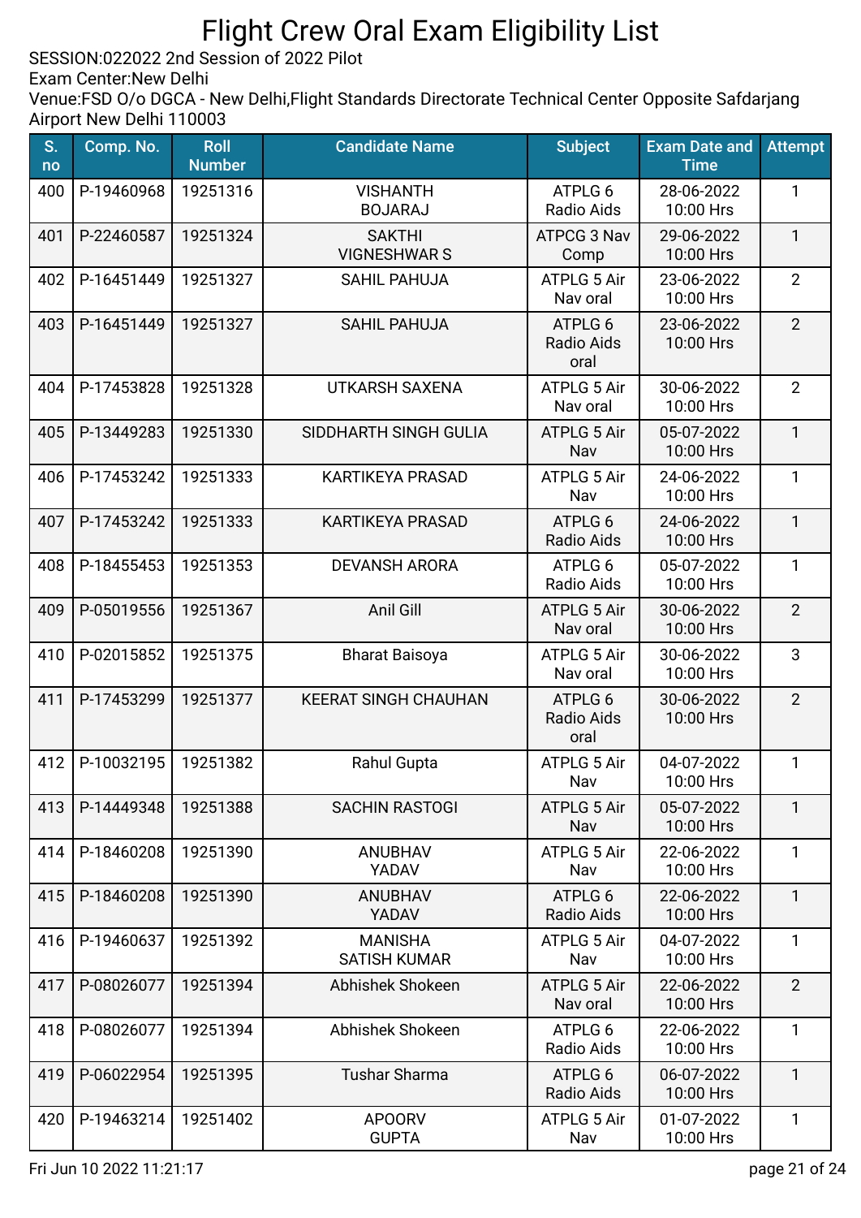# Flight Crew Oral Exam Eligibility List

SESSION:022022 2nd Session of 2022 Pilot
Exam Center:New Delhi
Venue:FSD O/o DGCA - New Delhi,Flight Standards Directorate Technical Center Opposite Safdarjang Airport New Delhi 110003

| S. no | Comp. No. | Roll Number | Candidate Name | Subject | Exam Date and Time | Attempt |
|---|---|---|---|---|---|---|
| 400 | P-19460968 | 19251316 | VISHANTH BOJARAJ | ATPLG 6 Radio Aids | 28-06-2022 10:00 Hrs | 1 |
| 401 | P-22460587 | 19251324 | SAKTHI VIGNESHWAR S | ATPCG 3 Nav Comp | 29-06-2022 10:00 Hrs | 1 |
| 402 | P-16451449 | 19251327 | SAHIL PAHUJA | ATPLG 5 Air Nav oral | 23-06-2022 10:00 Hrs | 2 |
| 403 | P-16451449 | 19251327 | SAHIL PAHUJA | ATPLG 6 Radio Aids oral | 23-06-2022 10:00 Hrs | 2 |
| 404 | P-17453828 | 19251328 | UTKARSH SAXENA | ATPLG 5 Air Nav oral | 30-06-2022 10:00 Hrs | 2 |
| 405 | P-13449283 | 19251330 | SIDDHARTH SINGH GULIA | ATPLG 5 Air Nav | 05-07-2022 10:00 Hrs | 1 |
| 406 | P-17453242 | 19251333 | KARTIKEYA PRASAD | ATPLG 5 Air Nav | 24-06-2022 10:00 Hrs | 1 |
| 407 | P-17453242 | 19251333 | KARTIKEYA PRASAD | ATPLG 6 Radio Aids | 24-06-2022 10:00 Hrs | 1 |
| 408 | P-18455453 | 19251353 | DEVANSH ARORA | ATPLG 6 Radio Aids | 05-07-2022 10:00 Hrs | 1 |
| 409 | P-05019556 | 19251367 | Anil Gill | ATPLG 5 Air Nav oral | 30-06-2022 10:00 Hrs | 2 |
| 410 | P-02015852 | 19251375 | Bharat Baisoya | ATPLG 5 Air Nav oral | 30-06-2022 10:00 Hrs | 3 |
| 411 | P-17453299 | 19251377 | KEERAT SINGH CHAUHAN | ATPLG 6 Radio Aids oral | 30-06-2022 10:00 Hrs | 2 |
| 412 | P-10032195 | 19251382 | Rahul Gupta | ATPLG 5 Air Nav | 04-07-2022 10:00 Hrs | 1 |
| 413 | P-14449348 | 19251388 | SACHIN RASTOGI | ATPLG 5 Air Nav | 05-07-2022 10:00 Hrs | 1 |
| 414 | P-18460208 | 19251390 | ANUBHAV YADAV | ATPLG 5 Air Nav | 22-06-2022 10:00 Hrs | 1 |
| 415 | P-18460208 | 19251390 | ANUBHAV YADAV | ATPLG 6 Radio Aids | 22-06-2022 10:00 Hrs | 1 |
| 416 | P-19460637 | 19251392 | MANISHA SATISH KUMAR | ATPLG 5 Air Nav | 04-07-2022 10:00 Hrs | 1 |
| 417 | P-08026077 | 19251394 | Abhishek Shokeen | ATPLG 5 Air Nav oral | 22-06-2022 10:00 Hrs | 2 |
| 418 | P-08026077 | 19251394 | Abhishek Shokeen | ATPLG 6 Radio Aids | 22-06-2022 10:00 Hrs | 1 |
| 419 | P-06022954 | 19251395 | Tushar Sharma | ATPLG 6 Radio Aids | 06-07-2022 10:00 Hrs | 1 |
| 420 | P-19463214 | 19251402 | APOORV GUPTA | ATPLG 5 Air Nav | 01-07-2022 10:00 Hrs | 1 |

Fri Jun 10 2022 11:21:17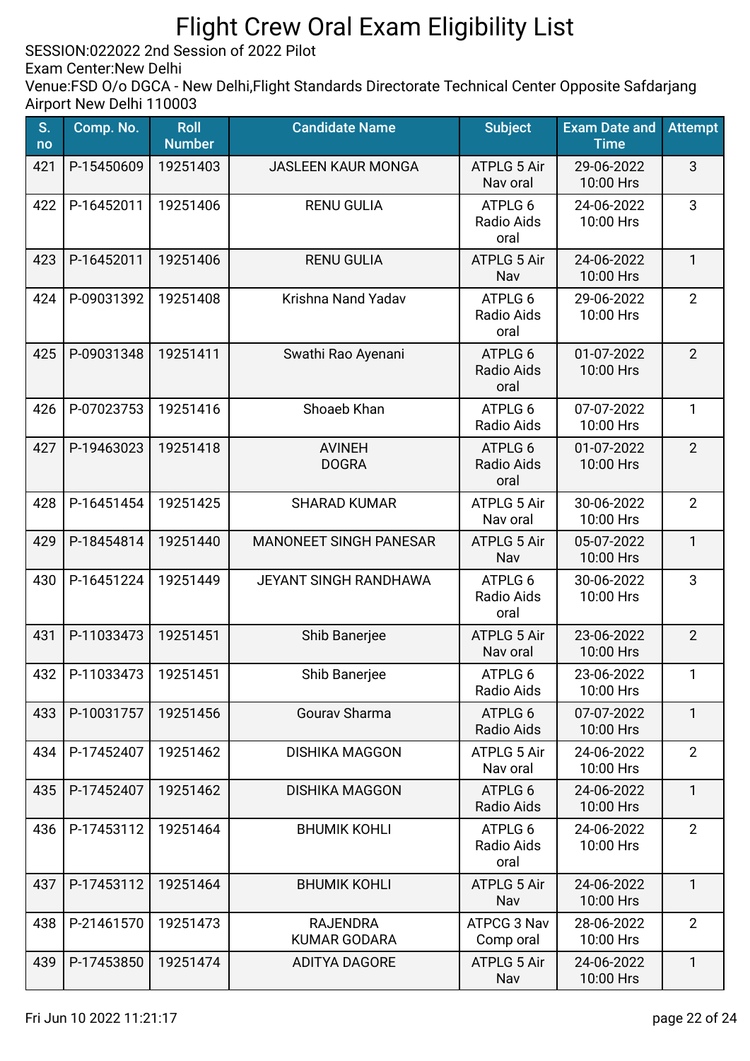# Flight Crew Oral Exam Eligibility List

SESSION:022022 2nd Session of 2022 Pilot
Exam Center:New Delhi
Venue:FSD O/o DGCA - New Delhi,Flight Standards Directorate Technical Center Opposite Safdarjang Airport New Delhi 110003

| S. no | Comp. No. | Roll Number | Candidate Name | Subject | Exam Date and Time | Attempt |
|---|---|---|---|---|---|---|
| 421 | P-15450609 | 19251403 | JASLEEN KAUR MONGA | ATPLG 5 Air Nav oral | 29-06-2022 10:00 Hrs | 3 |
| 422 | P-16452011 | 19251406 | RENU GULIA | ATPLG 6 Radio Aids oral | 24-06-2022 10:00 Hrs | 3 |
| 423 | P-16452011 | 19251406 | RENU GULIA | ATPLG 5 Air Nav | 24-06-2022 10:00 Hrs | 1 |
| 424 | P-09031392 | 19251408 | Krishna Nand Yadav | ATPLG 6 Radio Aids oral | 29-06-2022 10:00 Hrs | 2 |
| 425 | P-09031348 | 19251411 | Swathi Rao Ayenani | ATPLG 6 Radio Aids oral | 01-07-2022 10:00 Hrs | 2 |
| 426 | P-07023753 | 19251416 | Shoaeb Khan | ATPLG 6 Radio Aids | 07-07-2022 10:00 Hrs | 1 |
| 427 | P-19463023 | 19251418 | AVINEH DOGRA | ATPLG 6 Radio Aids oral | 01-07-2022 10:00 Hrs | 2 |
| 428 | P-16451454 | 19251425 | SHARAD KUMAR | ATPLG 5 Air Nav oral | 30-06-2022 10:00 Hrs | 2 |
| 429 | P-18454814 | 19251440 | MANONEET SINGH PANESAR | ATPLG 5 Air Nav | 05-07-2022 10:00 Hrs | 1 |
| 430 | P-16451224 | 19251449 | JEYANT SINGH RANDHAWA | ATPLG 6 Radio Aids oral | 30-06-2022 10:00 Hrs | 3 |
| 431 | P-11033473 | 19251451 | Shib Banerjee | ATPLG 5 Air Nav oral | 23-06-2022 10:00 Hrs | 2 |
| 432 | P-11033473 | 19251451 | Shib Banerjee | ATPLG 6 Radio Aids | 23-06-2022 10:00 Hrs | 1 |
| 433 | P-10031757 | 19251456 | Gourav Sharma | ATPLG 6 Radio Aids | 07-07-2022 10:00 Hrs | 1 |
| 434 | P-17452407 | 19251462 | DISHIKA MAGGON | ATPLG 5 Air Nav oral | 24-06-2022 10:00 Hrs | 2 |
| 435 | P-17452407 | 19251462 | DISHIKA MAGGON | ATPLG 6 Radio Aids | 24-06-2022 10:00 Hrs | 1 |
| 436 | P-17453112 | 19251464 | BHUMIK KOHLI | ATPLG 6 Radio Aids oral | 24-06-2022 10:00 Hrs | 2 |
| 437 | P-17453112 | 19251464 | BHUMIK KOHLI | ATPLG 5 Air Nav | 24-06-2022 10:00 Hrs | 1 |
| 438 | P-21461570 | 19251473 | RAJENDRA KUMAR GODARA | ATPCG 3 Nav Comp oral | 28-06-2022 10:00 Hrs | 2 |
| 439 | P-17453850 | 19251474 | ADITYA DAGORE | ATPLG 5 Air Nav | 24-06-2022 10:00 Hrs | 1 |

Fri Jun 10 2022 11:21:17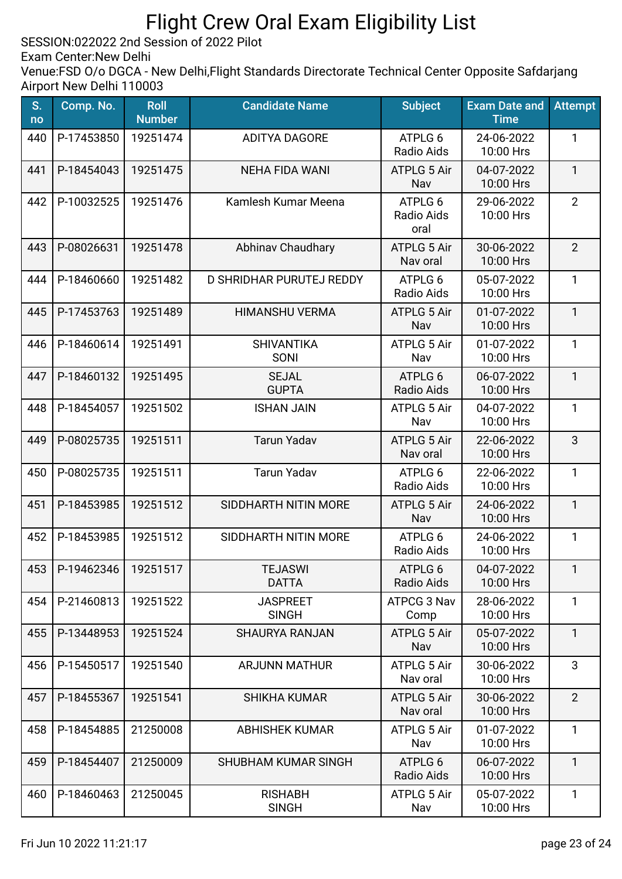# Flight Crew Oral Exam Eligibility List

SESSION:022022 2nd Session of 2022 Pilot
Exam Center:New Delhi
Venue:FSD O/o DGCA - New Delhi,Flight Standards Directorate Technical Center Opposite Safdarjang Airport New Delhi 110003

| S. no | Comp. No. | Roll Number | Candidate Name | Subject | Exam Date and Time | Attempt |
|---|---|---|---|---|---|---|
| 440 | P-17453850 | 19251474 | ADITYA DAGORE | ATPLG 6 Radio Aids | 24-06-2022 10:00 Hrs | 1 |
| 441 | P-18454043 | 19251475 | NEHA FIDA WANI | ATPLG 5 Air Nav | 04-07-2022 10:00 Hrs | 1 |
| 442 | P-10032525 | 19251476 | Kamlesh Kumar Meena | ATPLG 6 Radio Aids oral | 29-06-2022 10:00 Hrs | 2 |
| 443 | P-08026631 | 19251478 | Abhinav Chaudhary | ATPLG 5 Air Nav oral | 30-06-2022 10:00 Hrs | 2 |
| 444 | P-18460660 | 19251482 | D SHRIDHAR PURUTEJ REDDY | ATPLG 6 Radio Aids | 05-07-2022 10:00 Hrs | 1 |
| 445 | P-17453763 | 19251489 | HIMANSHU VERMA | ATPLG 5 Air Nav | 01-07-2022 10:00 Hrs | 1 |
| 446 | P-18460614 | 19251491 | SHIVANTIKA SONI | ATPLG 5 Air Nav | 01-07-2022 10:00 Hrs | 1 |
| 447 | P-18460132 | 19251495 | SEJAL GUPTA | ATPLG 6 Radio Aids | 06-07-2022 10:00 Hrs | 1 |
| 448 | P-18454057 | 19251502 | ISHAN JAIN | ATPLG 5 Air Nav | 04-07-2022 10:00 Hrs | 1 |
| 449 | P-08025735 | 19251511 | Tarun Yadav | ATPLG 5 Air Nav oral | 22-06-2022 10:00 Hrs | 3 |
| 450 | P-08025735 | 19251511 | Tarun Yadav | ATPLG 6 Radio Aids | 22-06-2022 10:00 Hrs | 1 |
| 451 | P-18453985 | 19251512 | SIDDHARTH NITIN MORE | ATPLG 5 Air Nav | 24-06-2022 10:00 Hrs | 1 |
| 452 | P-18453985 | 19251512 | SIDDHARTH NITIN MORE | ATPLG 6 Radio Aids | 24-06-2022 10:00 Hrs | 1 |
| 453 | P-19462346 | 19251517 | TEJASWI DATTA | ATPLG 6 Radio Aids | 04-07-2022 10:00 Hrs | 1 |
| 454 | P-21460813 | 19251522 | JASPREET SINGH | ATPCG 3 Nav Comp | 28-06-2022 10:00 Hrs | 1 |
| 455 | P-13448953 | 19251524 | SHAURYA RANJAN | ATPLG 5 Air Nav | 05-07-2022 10:00 Hrs | 1 |
| 456 | P-15450517 | 19251540 | ARJUNN MATHUR | ATPLG 5 Air Nav oral | 30-06-2022 10:00 Hrs | 3 |
| 457 | P-18455367 | 19251541 | SHIKHA KUMAR | ATPLG 5 Air Nav oral | 30-06-2022 10:00 Hrs | 2 |
| 458 | P-18454885 | 21250008 | ABHISHEK KUMAR | ATPLG 5 Air Nav | 01-07-2022 10:00 Hrs | 1 |
| 459 | P-18454407 | 21250009 | SHUBHAM KUMAR SINGH | ATPLG 6 Radio Aids | 06-07-2022 10:00 Hrs | 1 |
| 460 | P-18460463 | 21250045 | RISHABH SINGH | ATPLG 5 Air Nav | 05-07-2022 10:00 Hrs | 1 |

Fri Jun 10 2022 11:21:17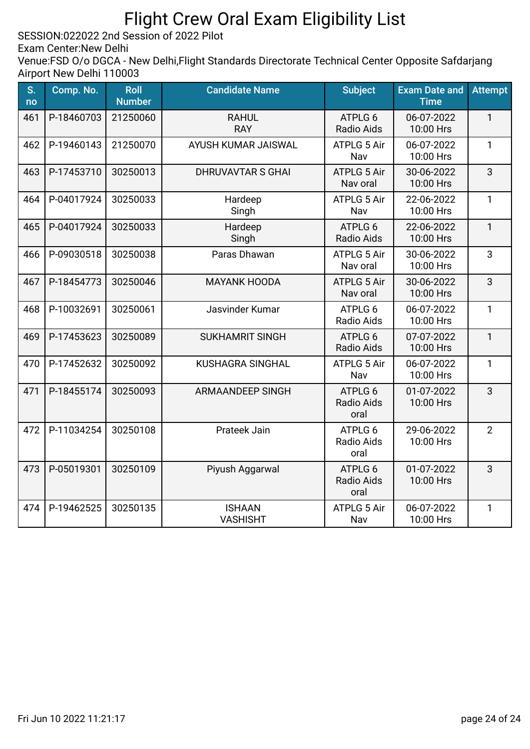# Flight Crew Oral Exam Eligibility List

SESSION:022022 2nd Session of 2022 Pilot
Exam Center:New Delhi
Venue:FSD O/o DGCA - New Delhi,Flight Standards Directorate Technical Center Opposite Safdarjang Airport New Delhi 110003

| S. no | Comp. No. | Roll Number | Candidate Name | Subject | Exam Date and Time | Attempt |
|---|---|---|---|---|---|---|
| 461 | P-18460703 | 21250060 | RAHUL RAY | ATPLG 6 Radio Aids | 06-07-2022 10:00 Hrs | 1 |
| 462 | P-19460143 | 21250070 | AYUSH KUMAR JAISWAL | ATPLG 5 Air Nav | 06-07-2022 10:00 Hrs | 1 |
| 463 | P-17453710 | 30250013 | DHRUVAVTAR S GHAI | ATPLG 5 Air Nav oral | 30-06-2022 10:00 Hrs | 3 |
| 464 | P-04017924 | 30250033 | Hardeep Singh | ATPLG 5 Air Nav | 22-06-2022 10:00 Hrs | 1 |
| 465 | P-04017924 | 30250033 | Hardeep Singh | ATPLG 6 Radio Aids | 22-06-2022 10:00 Hrs | 1 |
| 466 | P-09030518 | 30250038 | Paras Dhawan | ATPLG 5 Air Nav oral | 30-06-2022 10:00 Hrs | 3 |
| 467 | P-18454773 | 30250046 | MAYANK HOODA | ATPLG 5 Air Nav oral | 30-06-2022 10:00 Hrs | 3 |
| 468 | P-10032691 | 30250061 | Jasvinder Kumar | ATPLG 6 Radio Aids | 06-07-2022 10:00 Hrs | 1 |
| 469 | P-17453623 | 30250089 | SUKHAMRIT SINGH | ATPLG 6 Radio Aids | 07-07-2022 10:00 Hrs | 1 |
| 470 | P-17452632 | 30250092 | KUSHAGRA SINGHAL | ATPLG 5 Air Nav | 06-07-2022 10:00 Hrs | 1 |
| 471 | P-18455174 | 30250093 | ARMAANDEEP SINGH | ATPLG 6 Radio Aids oral | 01-07-2022 10:00 Hrs | 3 |
| 472 | P-11034254 | 30250108 | Prateek Jain | ATPLG 6 Radio Aids oral | 29-06-2022 10:00 Hrs | 2 |
| 473 | P-05019301 | 30250109 | Piyush Aggarwal | ATPLG 6 Radio Aids oral | 01-07-2022 10:00 Hrs | 3 |
| 474 | P-19462525 | 30250135 | ISHAAN VASHISHT | ATPLG 5 Air Nav | 06-07-2022 10:00 Hrs | 1 |

Fri Jun 10 2022 11:21:17